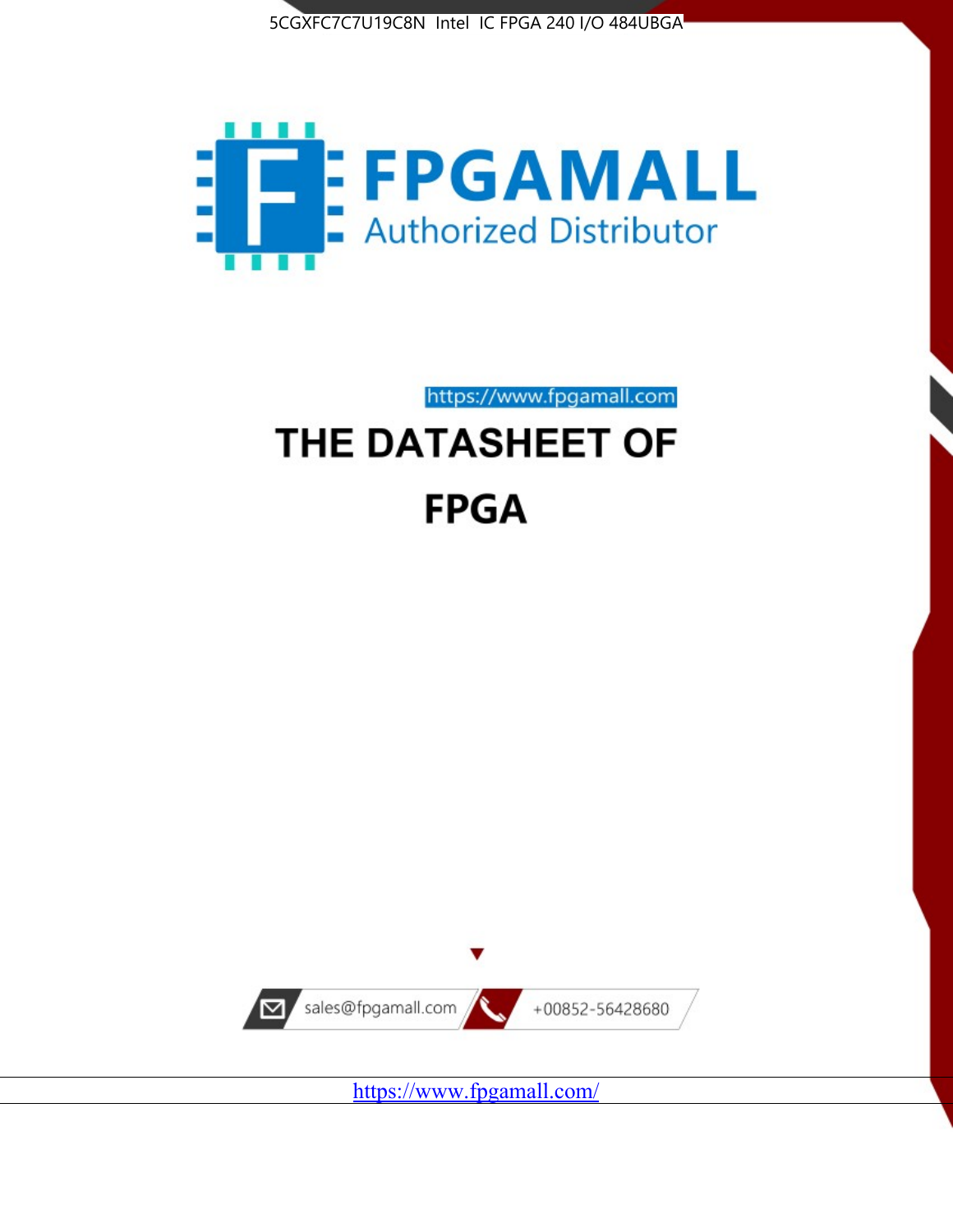5CGXFC7C7U19C8N Intel IC FPGA 240 I/O 484UBGA

# FPGAMALL

Authorized Distributor

https://www.fpgamall.com

# THE DATASHEET OF

# FPGA

sales@fpgamall.com

+00852-56428680

https://www.fpgamall.com/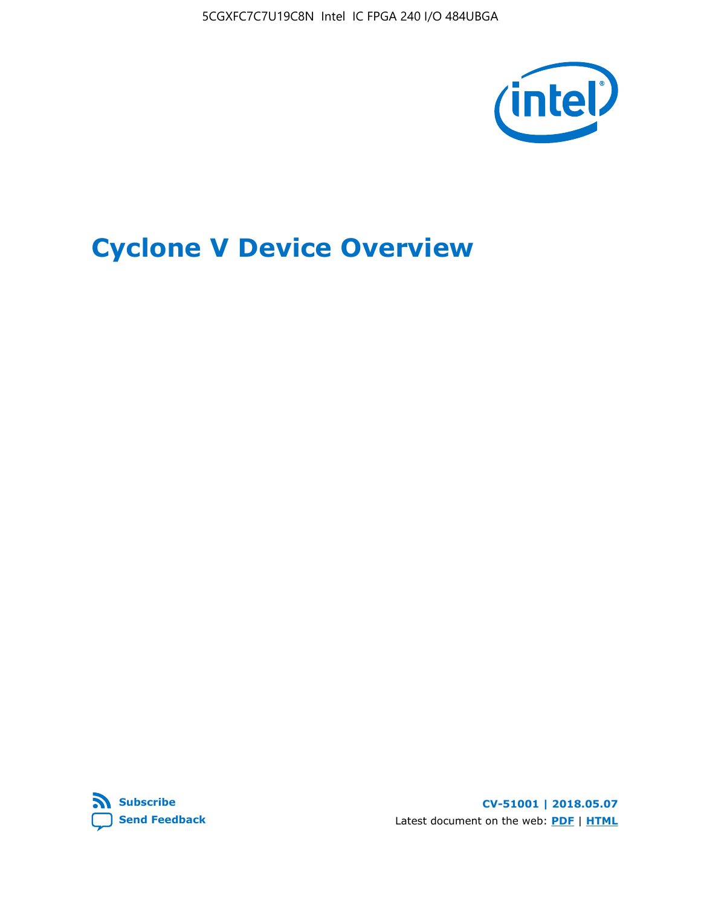# Cyclone V Device Overview

**Subscribe**
**Send Feedback**

**CV-51001 | 2018.05.07**

Latest document on the web: **PDF** | **HTML**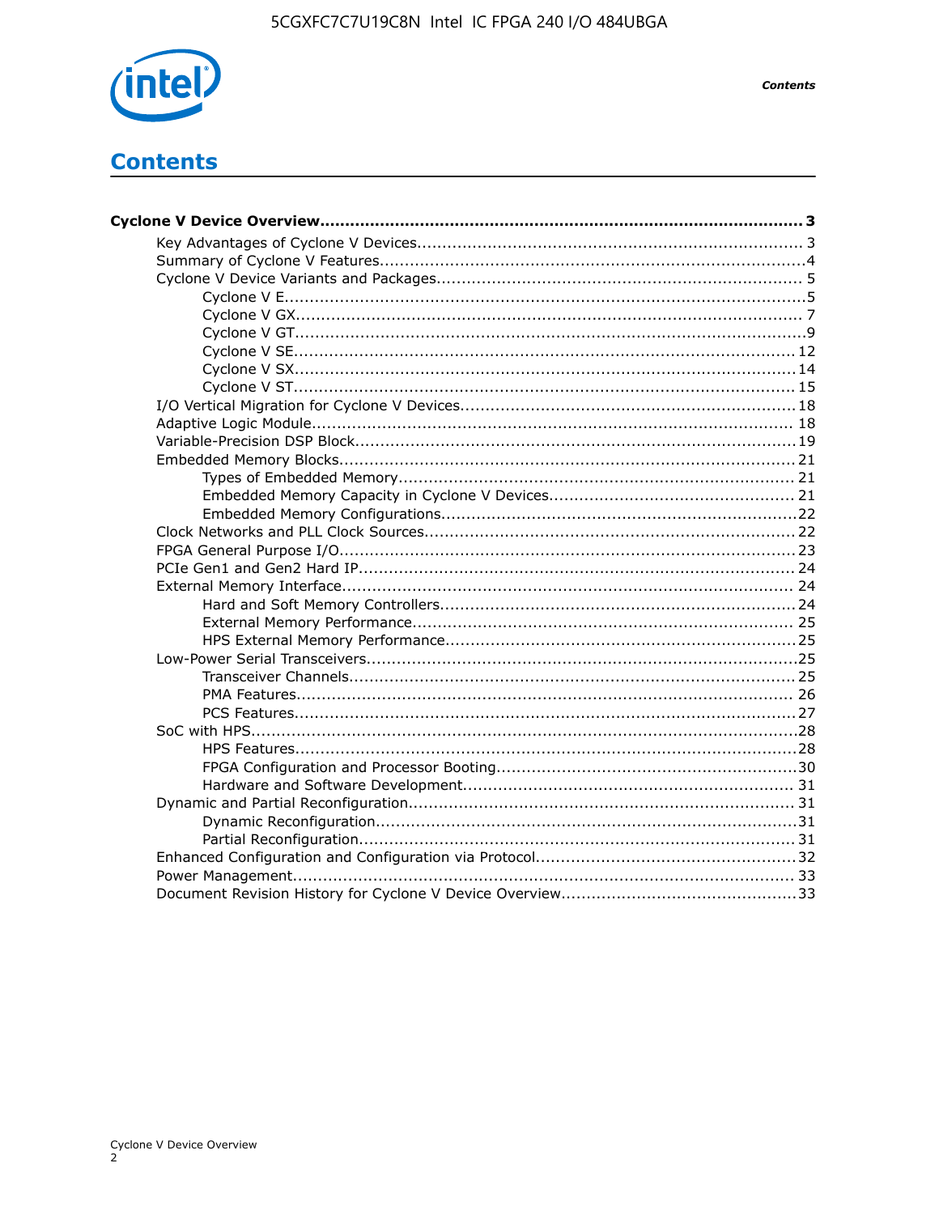# Contents

**Cyclone V Device Overview....................................................................................... 3**

- Key Advantages of Cyclone V Devices........................................................................ 3
- Summary of Cyclone V Features................................................................................4
- Cyclone V Device Variants and Packages..................................................................... 5
  - Cyclone V E.................................................................................................5
  - Cyclone V GX............................................................................................... 7
  - Cyclone V GT................................................................................................9
  - Cyclone V SE.............................................................................................. 12
  - Cyclone V SX.............................................................................................. 14
  - Cyclone V ST.............................................................................................. 15
- I/O Vertical Migration for Cyclone V Devices............................................................... 18
- Adaptive Logic Module............................................................................................ 18
- Variable-Precision DSP Block.................................................................................... 19
- Embedded Memory Blocks....................................................................................... 21
  - Types of Embedded Memory.......................................................................... 21
  - Embedded Memory Capacity in Cyclone V Devices............................................ 21
  - Embedded Memory Configurations..................................................................22
- Clock Networks and PLL Clock Sources...................................................................... 22
- FPGA General Purpose I/O....................................................................................... 23
- PCIe Gen1 and Gen2 Hard IP.................................................................................... 24
- External Memory Interface...................................................................................... 24
  - Hard and Soft Memory Controllers.................................................................. 24
  - External Memory Performance....................................................................... 25
  - HPS External Memory Performance................................................................. 25
- Low-Power Serial Transceivers..................................................................................25
  - Transceiver Channels.................................................................................... 25
  - PMA Features.............................................................................................. 26
  - PCS Features............................................................................................... 27
- SoC with HPS........................................................................................................28
  - HPS Features...............................................................................................28
  - FPGA Configuration and Processor Booting.......................................................30
  - Hardware and Software Development............................................................. 31
- Dynamic and Partial Reconfiguration........................................................................ 31
  - Dynamic Reconfiguration...............................................................................31
  - Partial Reconfiguration.................................................................................. 31
- Enhanced Configuration and Configuration via Protocol...............................................32
- Power Management............................................................................................... 33
- Document Revision History for Cyclone V Device Overview...........................................33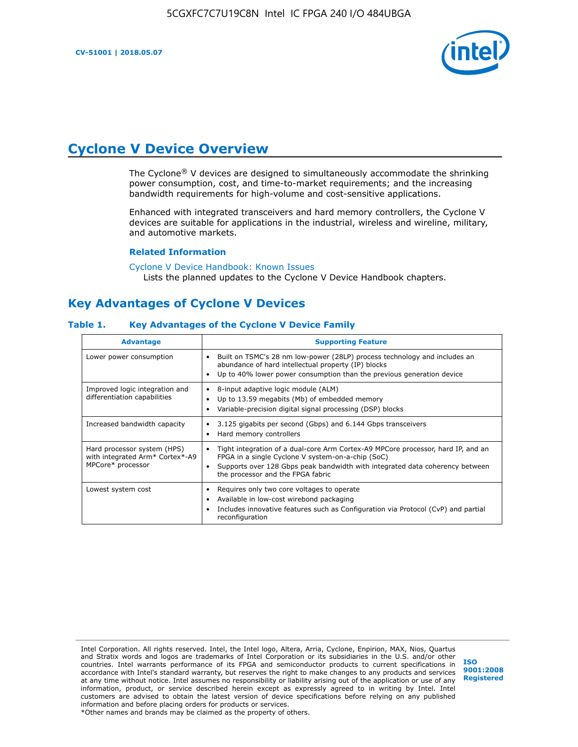# Cyclone V Device Overview

The Cyclone® V devices are designed to simultaneously accommodate the shrinking power consumption, cost, and time-to-market requirements; and the increasing bandwidth requirements for high-volume and cost-sensitive applications.

Enhanced with integrated transceivers and hard memory controllers, the Cyclone V devices are suitable for applications in the industrial, wireless and wireline, military, and automotive markets.

### Related Information

Cyclone V Device Handbook: Known Issues
Lists the planned updates to the Cyclone V Device Handbook chapters.

## Key Advantages of Cyclone V Devices

### Table 1. Key Advantages of the Cyclone V Device Family

| Advantage | Supporting Feature |
| --- | --- |
| Lower power consumption | • Built on TSMC's 28 nm low-power (28LP) process technology and includes an abundance of hard intellectual property (IP) blocks<br>• Up to 40% lower power consumption than the previous generation device |
| Improved logic integration and differentiation capabilities | • 8-input adaptive logic module (ALM)<br>• Up to 13.59 megabits (Mb) of embedded memory<br>• Variable-precision digital signal processing (DSP) blocks |
| Increased bandwidth capacity | • 3.125 gigabits per second (Gbps) and 6.144 Gbps transceivers<br>• Hard memory controllers |
| Hard processor system (HPS) with integrated Arm* Cortex*-A9 MPCore* processor | • Tight integration of a dual-core Arm Cortex-A9 MPCore processor, hard IP, and an FPGA in a single Cyclone V system-on-a-chip (SoC)<br>• Supports over 128 Gbps peak bandwidth with integrated data coherency between the processor and the FPGA fabric |
| Lowest system cost | • Requires only two core voltages to operate<br>• Available in low-cost wirebond packaging<br>• Includes innovative features such as Configuration via Protocol (CvP) and partial reconfiguration |

Intel Corporation. All rights reserved. Intel, the Intel logo, Altera, Arria, Cyclone, Enpirion, MAX, Nios, Quartus and Stratix words and logos are trademarks of Intel Corporation or its subsidiaries in the U.S. and/or other countries. Intel warrants performance of its FPGA and semiconductor products to current specifications in accordance with Intel's standard warranty, but reserves the right to make changes to any products and services at any time without notice. Intel assumes no responsibility or liability arising out of the application or use of any information, product, or service described herein except as expressly agreed to in writing by Intel. Intel customers are advised to obtain the latest version of device specifications before relying on any published information and before placing orders for products or services.
*Other names and brands may be claimed as the property of others.

ISO 9001:2008 Registered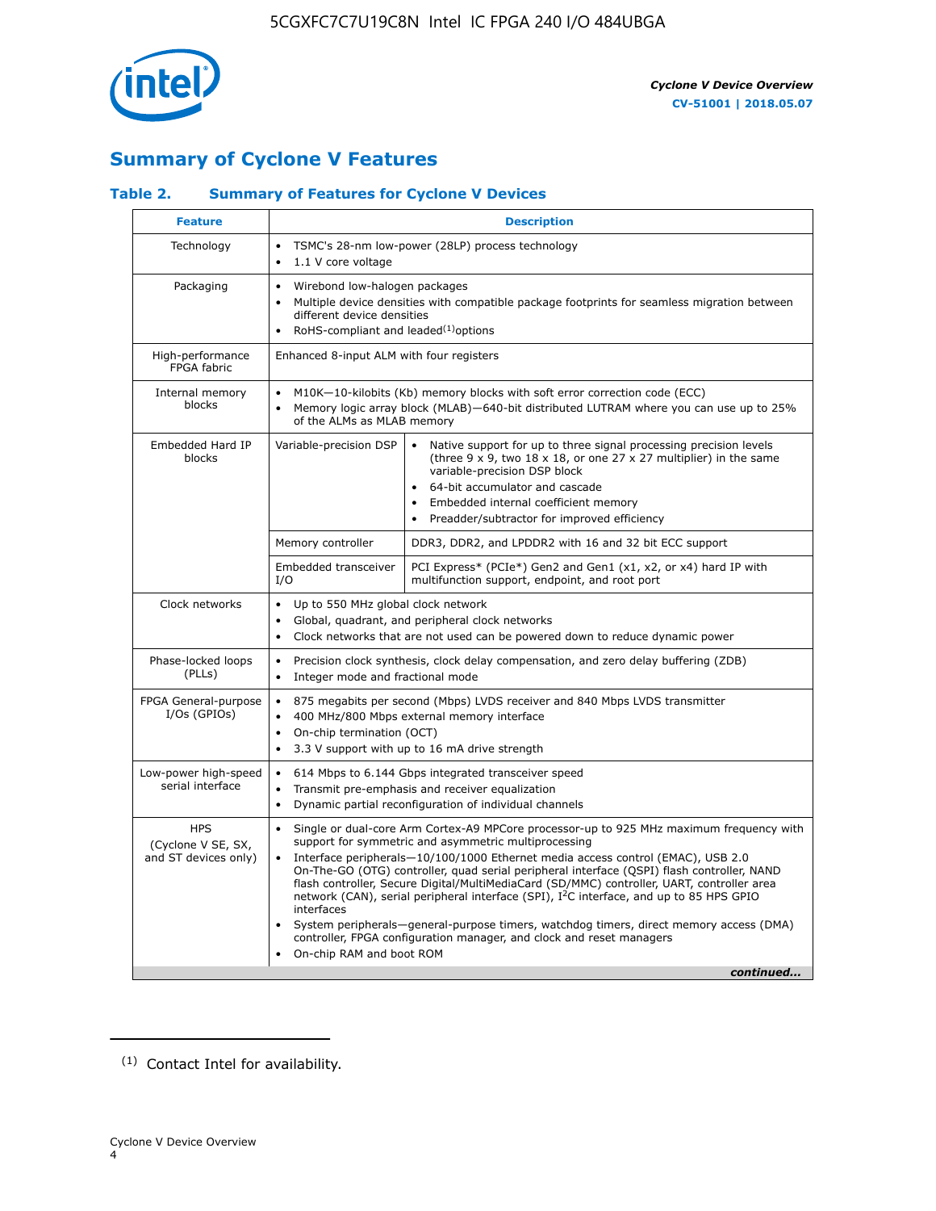## Summary of Cyclone V Features

### Table 2. Summary of Features for Cyclone V Devices

| Feature | Description | |
|---|---|---|
| Technology | • TSMC's 28-nm low-power (28LP) process technology<br>• 1.1 V core voltage | |
| Packaging | • Wirebond low-halogen packages<br>• Multiple device densities with compatible package footprints for seamless migration between different device densities<br>• RoHS-compliant and leaded[(1)] options | |
| High-performance FPGA fabric | Enhanced 8-input ALM with four registers | |
| Internal memory blocks | • M10K—10-kilobits (Kb) memory blocks with soft error correction code (ECC)<br>• Memory logic array block (MLAB)—640-bit distributed LUTRAM where you can use up to 25% of the ALMs as MLAB memory | |
| Embedded Hard IP blocks | Variable-precision DSP | • Native support for up to three signal processing precision levels (three 9 x 9, two 18 x 18, or one 27 x 27 multiplier) in the same variable-precision DSP block<br>• 64-bit accumulator and cascade<br>• Embedded internal coefficient memory<br>• Preadder/subtractor for improved efficiency |
| | Memory controller | DDR3, DDR2, and LPDDR2 with 16 and 32 bit ECC support |
| | Embedded transceiver I/O | PCI Express* (PCIe*) Gen2 and Gen1 (x1, x2, or x4) hard IP with multifunction support, endpoint, and root port |
| Clock networks | • Up to 550 MHz global clock network<br>• Global, quadrant, and peripheral clock networks<br>• Clock networks that are not used can be powered down to reduce dynamic power | |
| Phase-locked loops (PLLs) | • Precision clock synthesis, clock delay compensation, and zero delay buffering (ZDB)<br>• Integer mode and fractional mode | |
| FPGA General-purpose I/Os (GPIOs) | • 875 megabits per second (Mbps) LVDS receiver and 840 Mbps LVDS transmitter<br>• 400 MHz/800 Mbps external memory interface<br>• On-chip termination (OCT)<br>• 3.3 V support with up to 16 mA drive strength | |
| Low-power high-speed serial interface | • 614 Mbps to 6.144 Gbps integrated transceiver speed<br>• Transmit pre-emphasis and receiver equalization<br>• Dynamic partial reconfiguration of individual channels | |
| HPS (Cyclone V SE, SX, and ST devices only) | • Single or dual-core Arm Cortex-A9 MPCore processor-up to 925 MHz maximum frequency with support for symmetric and asymmetric multiprocessing<br>• Interface peripherals—10/100/1000 Ethernet media access control (EMAC), USB 2.0 On-The-GO (OTG) controller, quad serial peripheral interface (QSPI) flash controller, NAND flash controller, Secure Digital/MultiMediaCard (SD/MMC) controller, UART, controller area network (CAN), serial peripheral interface (SPI), I$^2$C interface, and up to 85 HPS GPIO interfaces<br>• System peripherals—general-purpose timers, watchdog timers, direct memory access (DMA) controller, FPGA configuration manager, and clock and reset managers<br>• On-chip RAM and boot ROM | |

*continued...*

(1) Contact Intel for availability.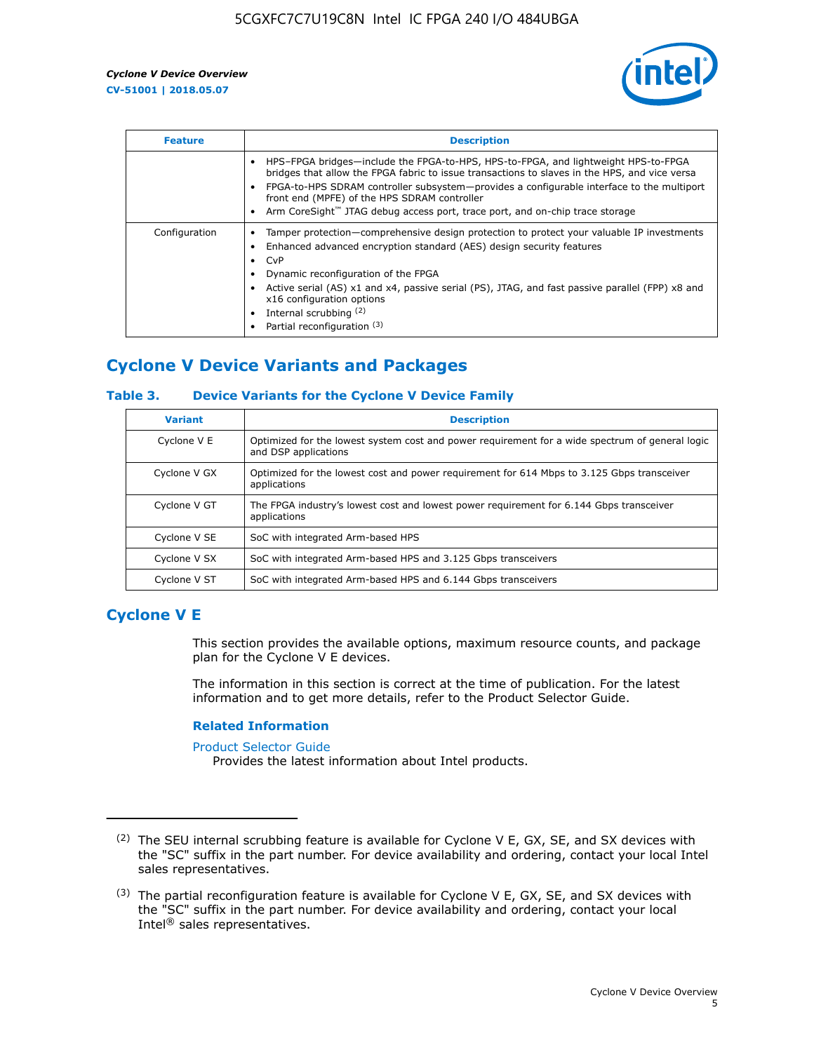| Feature | Description |
| --- | --- |
| | • HPS–FPGA bridges—include the FPGA-to-HPS, HPS-to-FPGA, and lightweight HPS-to-FPGA bridges that allow the FPGA fabric to issue transactions to slaves in the HPS, and vice versa<br>• FPGA-to-HPS SDRAM controller subsystem—provides a configurable interface to the multiport front end (MPFE) of the HPS SDRAM controller<br>• Arm CoreSight™ JTAG debug access port, trace port, and on-chip trace storage |
| Configuration | • Tamper protection—comprehensive design protection to protect your valuable IP investments<br>• Enhanced advanced encryption standard (AES) design security features<br>• CvP<br>• Dynamic reconfiguration of the FPGA<br>• Active serial (AS) x1 and x4, passive serial (PS), JTAG, and fast passive parallel (FPP) x8 and x16 configuration options<br>• Internal scrubbing [(2)]<br>• Partial reconfiguration [(3)] |

## Cyclone V Device Variants and Packages

### Table 3. Device Variants for the Cyclone V Device Family

| Variant | Description |
| --- | --- |
| Cyclone V E | Optimized for the lowest system cost and power requirement for a wide spectrum of general logic and DSP applications |
| Cyclone V GX | Optimized for the lowest cost and power requirement for 614 Mbps to 3.125 Gbps transceiver applications |
| Cyclone V GT | The FPGA industry's lowest cost and lowest power requirement for 6.144 Gbps transceiver applications |
| Cyclone V SE | SoC with integrated Arm-based HPS |
| Cyclone V SX | SoC with integrated Arm-based HPS and 3.125 Gbps transceivers |
| Cyclone V ST | SoC with integrated Arm-based HPS and 6.144 Gbps transceivers |

## Cyclone V E

This section provides the available options, maximum resource counts, and package plan for the Cyclone V E devices.

The information in this section is correct at the time of publication. For the latest information and to get more details, refer to the Product Selector Guide.

### Related Information

Product Selector Guide
Provides the latest information about Intel products.

---

(2) The SEU internal scrubbing feature is available for Cyclone V E, GX, SE, and SX devices with the "SC" suffix in the part number. For device availability and ordering, contact your local Intel sales representatives.

(3) The partial reconfiguration feature is available for Cyclone V E, GX, SE, and SX devices with the "SC" suffix in the part number. For device availability and ordering, contact your local Intel® sales representatives.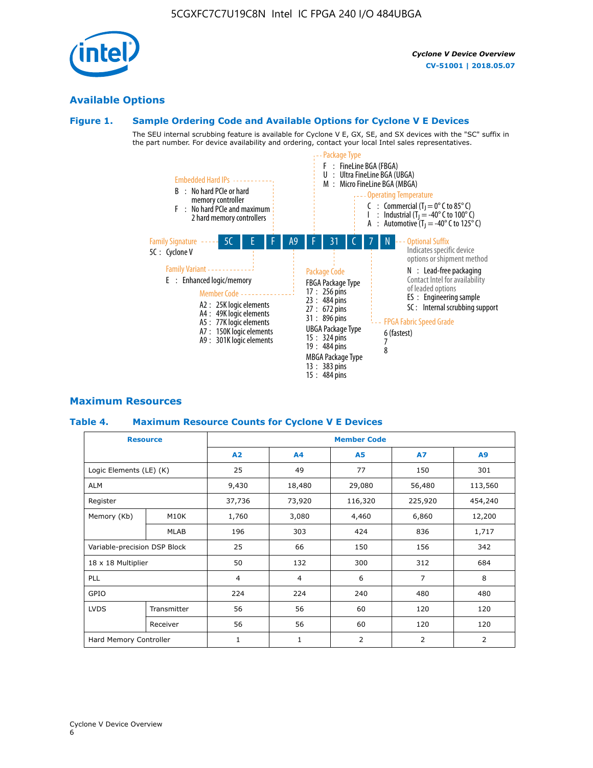## Available Options

### Figure 1. Sample Ordering Code and Available Options for Cyclone V E Devices

The SEU internal scrubbing feature is available for Cyclone V E, GX, SE, and SX devices with the "SC" suffix in the part number. For device availability and ordering, contact your local Intel sales representatives.

**5C E F A9 F 31 C 7 N**

**Family Signature**
- 5C : Cyclone V

**Family Variant**
- E : Enhanced logic/memory

**Embedded Hard IPs**
- B : No hard PCIe or hard memory controller
- F : No hard PCIe and maximum 2 hard memory controllers

**Member Code**
- A2 : 25K logic elements
- A4 : 49K logic elements
- A5 : 77K logic elements
- A7 : 150K logic elements
- A9 : 301K logic elements

**Package Type**
- F : FineLine BGA (FBGA)
- U : Ultra FineLine BGA (UBGA)
- M : Micro FineLine BGA (MBGA)

**Package Code**

FBGA Package Type
- 17 : 256 pins
- 23 : 484 pins
- 27 : 672 pins
- 31 : 896 pins

UBGA Package Type
- 15 : 324 pins
- 19 : 484 pins

MBGA Package Type
- 13 : 383 pins
- 15 : 484 pins

**Operating Temperature**
- C : Commercial ($T_J$ = 0° C to 85° C)
- I : Industrial ($T_J$ = -40° C to 100° C)
- A : Automotive ($T_J$ = -40° C to 125° C)

**FPGA Fabric Speed Grade**
- 6 (fastest)
- 7
- 8

**Optional Suffix**

Indicates specific device options or shipment method
- N : Lead-free packaging

Contact Intel for availability of leaded options
- ES : Engineering sample
- SC : Internal scrubbing support

## Maximum Resources

### Table 4. Maximum Resource Counts for Cyclone V E Devices

| Resource | | Member Code | | | | |
|---|---|---|---|---|---|---|
| | | A2 | A4 | A5 | A7 | A9 |
| Logic Elements (LE) (K) | | 25 | 49 | 77 | 150 | 301 |
| ALM | | 9,430 | 18,480 | 29,080 | 56,480 | 113,560 |
| Register | | 37,736 | 73,920 | 116,320 | 225,920 | 454,240 |
| Memory (Kb) | M10K | 1,760 | 3,080 | 4,460 | 6,860 | 12,200 |
| | MLAB | 196 | 303 | 424 | 836 | 1,717 |
| Variable-precision DSP Block | | 25 | 66 | 150 | 156 | 342 |
| 18 x 18 Multiplier | | 50 | 132 | 300 | 312 | 684 |
| PLL | | 4 | 4 | 6 | 7 | 8 |
| GPIO | | 224 | 224 | 240 | 480 | 480 |
| LVDS | Transmitter | 56 | 56 | 60 | 120 | 120 |
| | Receiver | 56 | 56 | 60 | 120 | 120 |
| Hard Memory Controller | | 1 | 1 | 2 | 2 | 2 |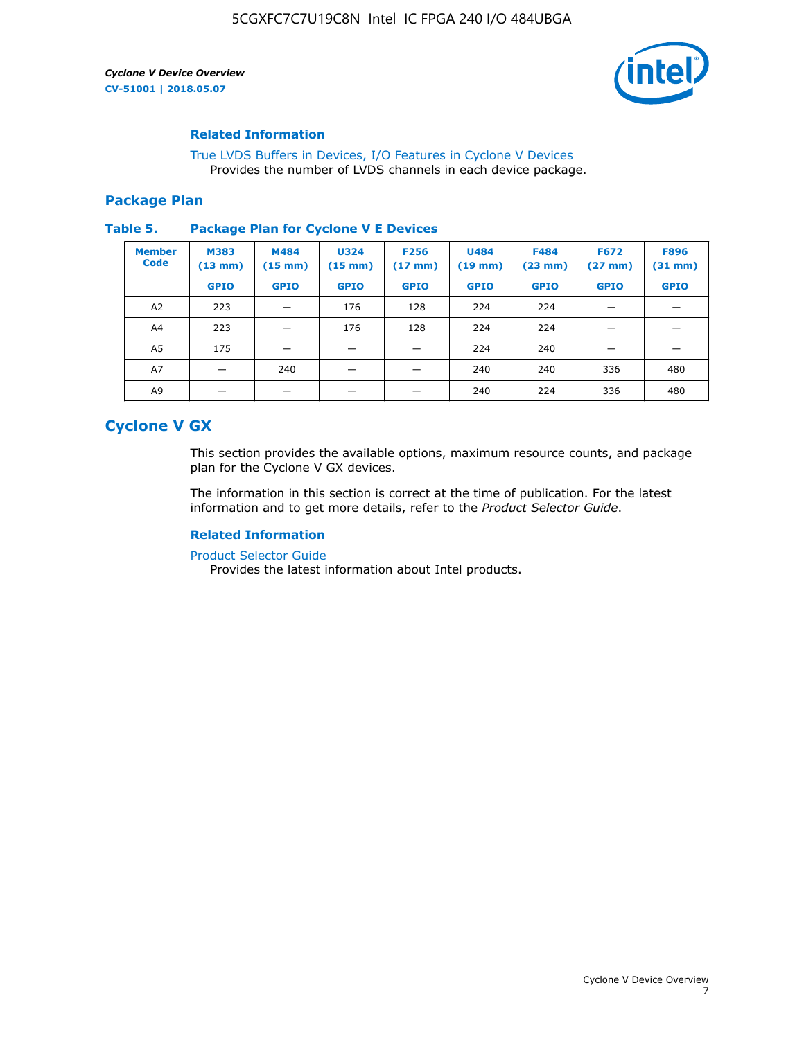### Related Information

True LVDS Buffers in Devices, I/O Features in Cyclone V Devices
Provides the number of LVDS channels in each device package.

## Package Plan

**Table 5. Package Plan for Cyclone V E Devices**

| Member Code | M383 (13 mm) | M484 (15 mm) | U324 (15 mm) | F256 (17 mm) | U484 (19 mm) | F484 (23 mm) | F672 (27 mm) | F896 (31 mm) |
|---|---|---|---|---|---|---|---|---|
| | GPIO | GPIO | GPIO | GPIO | GPIO | GPIO | GPIO | GPIO |
| A2 | 223 | — | 176 | 128 | 224 | 224 | — | — |
| A4 | 223 | — | 176 | 128 | 224 | 224 | — | — |
| A5 | 175 | — | — | — | 224 | 240 | — | — |
| A7 | — | 240 | — | — | 240 | 240 | 336 | 480 |
| A9 | — | — | — | — | 240 | 224 | 336 | 480 |

# Cyclone V GX

This section provides the available options, maximum resource counts, and package plan for the Cyclone V GX devices.

The information in this section is correct at the time of publication. For the latest information and to get more details, refer to the *Product Selector Guide*.

### Related Information

Product Selector Guide
Provides the latest information about Intel products.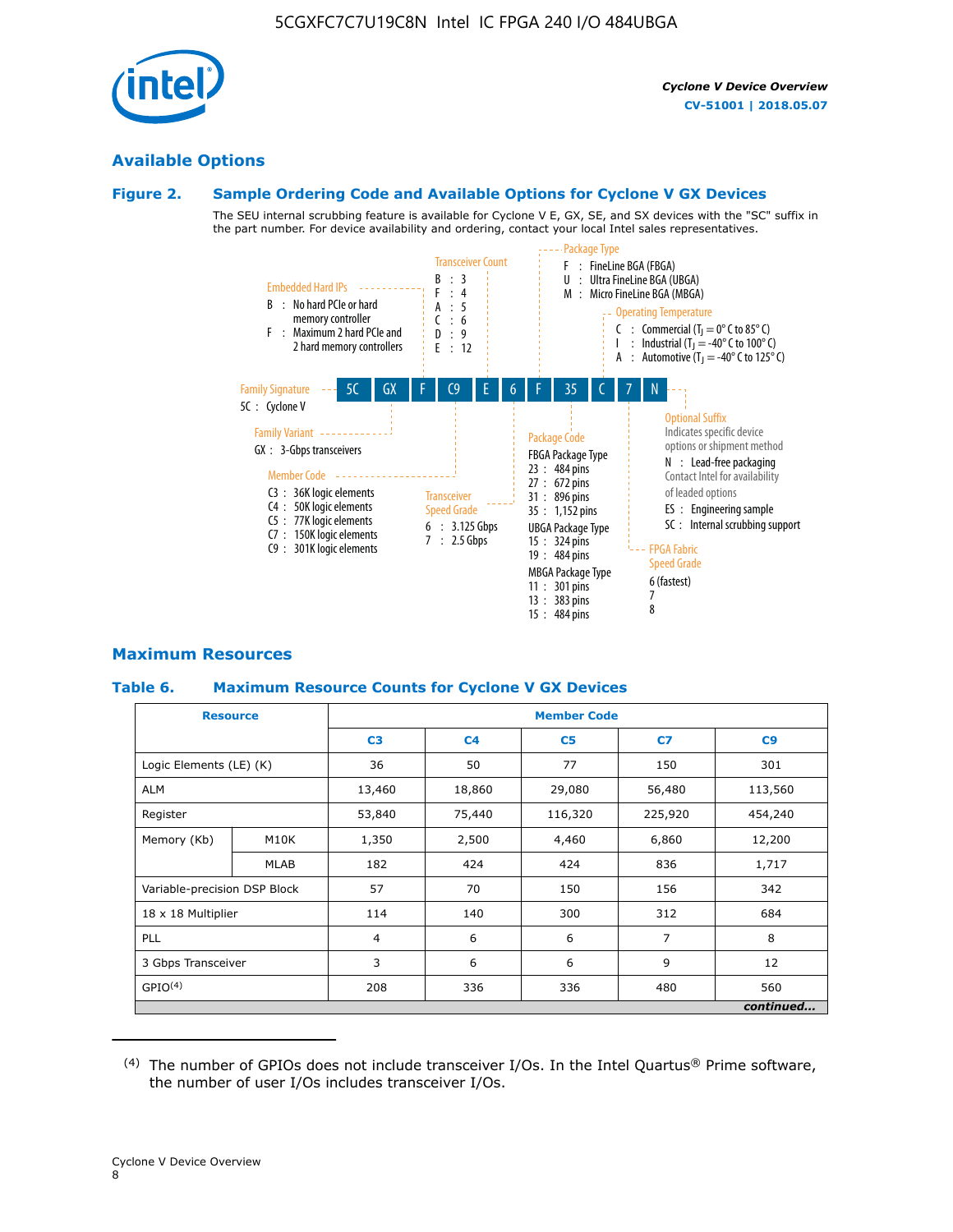## Available Options

### Figure 2. Sample Ordering Code and Available Options for Cyclone V GX Devices

The SEU internal scrubbing feature is available for Cyclone V E, GX, SE, and SX devices with the "SC" suffix in the part number. For device availability and ordering, contact your local Intel sales representatives.

| 5C | GX | F | C9 | E | 6 | F | 35 | C | 7 | N |
|---|---|---|---|---|---|---|---|---|---|---|

**Family Signature**
5C : Cyclone V

**Family Variant**
GX : 3-Gbps transceivers

**Embedded Hard IPs**
B : No hard PCIe or hard memory controller
F : Maximum 2 hard PCIe and 2 hard memory controllers

**Member Code**
C3 : 36K logic elements
C4 : 50K logic elements
C5 : 77K logic elements
C7 : 150K logic elements
C9 : 301K logic elements

**Transceiver Count**
B : 3
F : 4
A : 5
C : 6
D : 9
E : 12

**Transceiver Speed Grade**
6 : 3.125 Gbps
7 : 2.5 Gbps

**Package Type**
F : FineLine BGA (FBGA)
U : Ultra FineLine BGA (UBGA)
M : Micro FineLine BGA (MBGA)

**Package Code**
FBGA Package Type
23 : 484 pins
27 : 672 pins
31 : 896 pins
35 : 1,152 pins
UBGA Package Type
15 : 324 pins
19 : 484 pins
MBGA Package Type
11 : 301 pins
13 : 383 pins
15 : 484 pins

**Operating Temperature**
C : Commercial ($T_J$ = 0° C to 85° C)
I : Industrial ($T_J$ = -40° C to 100° C)
A : Automotive ($T_J$ = -40° C to 125° C)

**FPGA Fabric Speed Grade**
6 (fastest)
7
8

**Optional Suffix**
Indicates specific device options or shipment method
N : Lead-free packaging
Contact Intel for availability of leaded options
ES : Engineering sample
SC : Internal scrubbing support

## Maximum Resources

### Table 6. Maximum Resource Counts for Cyclone V GX Devices

| Resource | | Member Code | | | | |
|---|---|---|---|---|---|---|
| | | C3 | C4 | C5 | C7 | C9 |
| Logic Elements (LE) (K) | | 36 | 50 | 77 | 150 | 301 |
| ALM | | 13,460 | 18,860 | 29,080 | 56,480 | 113,560 |
| Register | | 53,840 | 75,440 | 116,320 | 225,920 | 454,240 |
| Memory (Kb) | M10K | 1,350 | 2,500 | 4,460 | 6,860 | 12,200 |
| | MLAB | 182 | 424 | 424 | 836 | 1,717 |
| Variable-precision DSP Block | | 57 | 70 | 150 | 156 | 342 |
| 18 x 18 Multiplier | | 114 | 140 | 300 | 312 | 684 |
| PLL | | 4 | 6 | 6 | 7 | 8 |
| 3 Gbps Transceiver | | 3 | 6 | 6 | 9 | 12 |
| GPIO[4] | | 208 | 336 | 336 | 480 | 560 |

*continued...*

(4) The number of GPIOs does not include transceiver I/Os. In the Intel Quartus® Prime software, the number of user I/Os includes transceiver I/Os.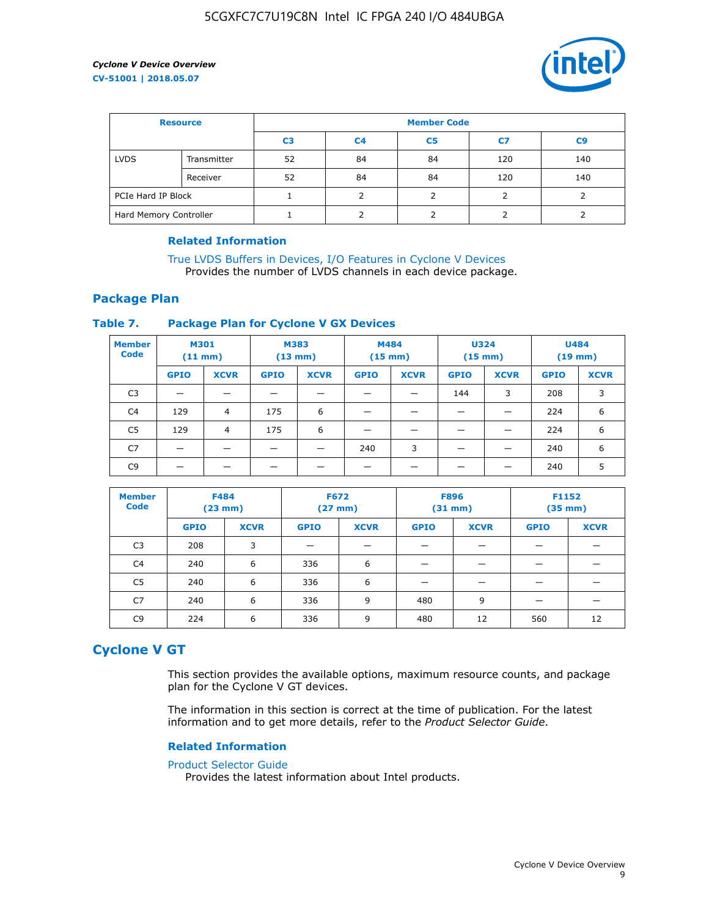| Resource | | Member Code | | | | |
|---|---|---|---|---|---|---|
| | | C3 | C4 | C5 | C7 | C9 |
| LVDS | Transmitter | 52 | 84 | 84 | 120 | 140 |
| | Receiver | 52 | 84 | 84 | 120 | 140 |
| PCIe Hard IP Block | | 1 | 2 | 2 | 2 | 2 |
| Hard Memory Controller | | 1 | 2 | 2 | 2 | 2 |

**Related Information**

True LVDS Buffers in Devices, I/O Features in Cyclone V Devices
Provides the number of LVDS channels in each device package.

## Package Plan

**Table 7. Package Plan for Cyclone V GX Devices**

| Member Code | M301 (11 mm) | | M383 (13 mm) | | M484 (15 mm) | | U324 (15 mm) | | U484 (19 mm) | |
|---|---|---|---|---|---|---|---|---|---|---|
| | GPIO | XCVR | GPIO | XCVR | GPIO | XCVR | GPIO | XCVR | GPIO | XCVR |
| C3 | — | — | — | — | — | — | 144 | 3 | 208 | 3 |
| C4 | 129 | 4 | 175 | 6 | — | — | — | — | 224 | 6 |
| C5 | 129 | 4 | 175 | 6 | — | — | — | — | 224 | 6 |
| C7 | — | — | — | — | 240 | 3 | — | — | 240 | 6 |
| C9 | — | — | — | — | — | — | — | — | 240 | 5 |

| Member Code | F484 (23 mm) | | F672 (27 mm) | | F896 (31 mm) | | F1152 (35 mm) | |
|---|---|---|---|---|---|---|---|---|
| | GPIO | XCVR | GPIO | XCVR | GPIO | XCVR | GPIO | XCVR |
| C3 | 208 | 3 | — | — | — | — | — | — |
| C4 | 240 | 6 | 336 | 6 | — | — | — | — |
| C5 | 240 | 6 | 336 | 6 | — | — | — | — |
| C7 | 240 | 6 | 336 | 9 | 480 | 9 | — | — |
| C9 | 224 | 6 | 336 | 9 | 480 | 12 | 560 | 12 |

# Cyclone V GT

This section provides the available options, maximum resource counts, and package plan for the Cyclone V GT devices.

The information in this section is correct at the time of publication. For the latest information and to get more details, refer to the *Product Selector Guide*.

**Related Information**

Product Selector Guide
Provides the latest information about Intel products.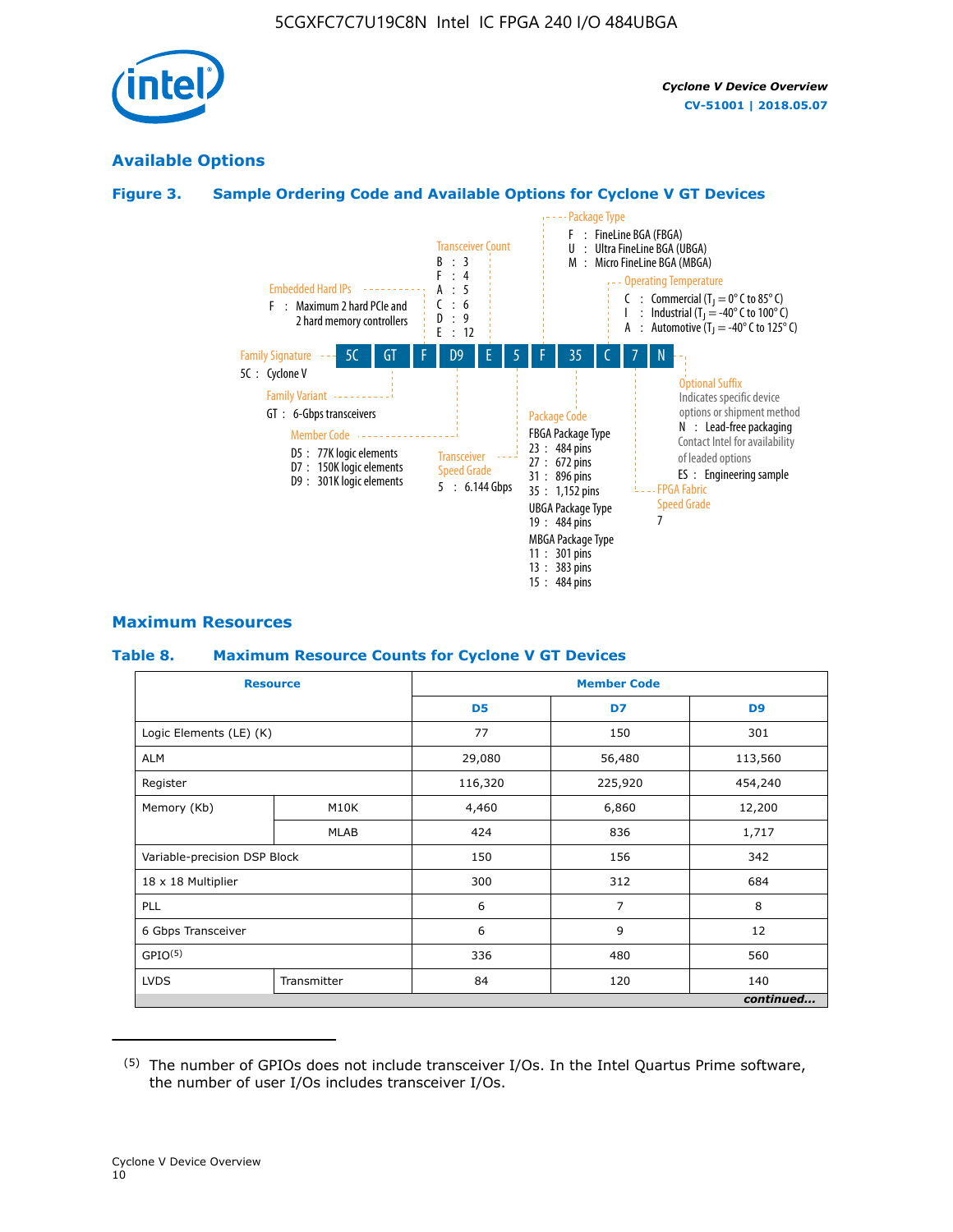5CGXFC7C7U19C8N Intel IC FPGA 240 I/O 484UBGA

## Available Options

### Figure 3. Sample Ordering Code and Available Options for Cyclone V GT Devices

5C GT F D9 E 5 F 35 C 7 N

- **Family Signature**
  - 5C : Cyclone V
- **Family Variant**
  - GT : 6-Gbps transceivers
- **Embedded Hard IPs**
  - F : Maximum 2 hard PCIe and 2 hard memory controllers
- **Member Code**
  - D5 : 77K logic elements
  - D7 : 150K logic elements
  - D9 : 301K logic elements
- **Transceiver Count**
  - B : 3
  - F : 4
  - A : 5
  - C : 6
  - D : 9
  - E : 12
- **Transceiver Speed Grade**
  - 5 : 6.144 Gbps
- **Package Type**
  - F : FineLine BGA (FBGA)
  - U : Ultra FineLine BGA (UBGA)
  - M : Micro FineLine BGA (MBGA)
- **Package Code**
  - FBGA Package Type
    - 23 : 484 pins
    - 27 : 672 pins
    - 31 : 896 pins
    - 35 : 1,152 pins
  - UBGA Package Type
    - 19 : 484 pins
  - MBGA Package Type
    - 11 : 301 pins
    - 13 : 383 pins
    - 15 : 484 pins
- **Operating Temperature**
  - C : Commercial ($T_J$ = 0° C to 85° C)
  - I : Industrial ($T_J$ = -40° C to 100° C)
  - A : Automotive ($T_J$ = -40° C to 125° C)
- **FPGA Fabric Speed Grade**
  - 7
- **Optional Suffix**
  - Indicates specific device options or shipment method
  - N : Lead-free packaging
  - Contact Intel for availability of leaded options
  - ES : Engineering sample

## Maximum Resources

### Table 8. Maximum Resource Counts for Cyclone V GT Devices

| Resource | | Member Code | | |
|---|---|---|---|---|
| | | D5 | D7 | D9 |
| Logic Elements (LE) (K) | | 77 | 150 | 301 |
| ALM | | 29,080 | 56,480 | 113,560 |
| Register | | 116,320 | 225,920 | 454,240 |
| Memory (Kb) | M10K | 4,460 | 6,860 | 12,200 |
| | MLAB | 424 | 836 | 1,717 |
| Variable-precision DSP Block | | 150 | 156 | 342 |
| 18 x 18 Multiplier | | 300 | 312 | 684 |
| PLL | | 6 | 7 | 8 |
| 6 Gbps Transceiver | | 6 | 9 | 12 |
| GPIO[5] | | 336 | 480 | 560 |
| LVDS | Transmitter | 84 | 120 | 140 |

*continued...*

(5) The number of GPIOs does not include transceiver I/Os. In the Intel Quartus Prime software, the number of user I/Os includes transceiver I/Os.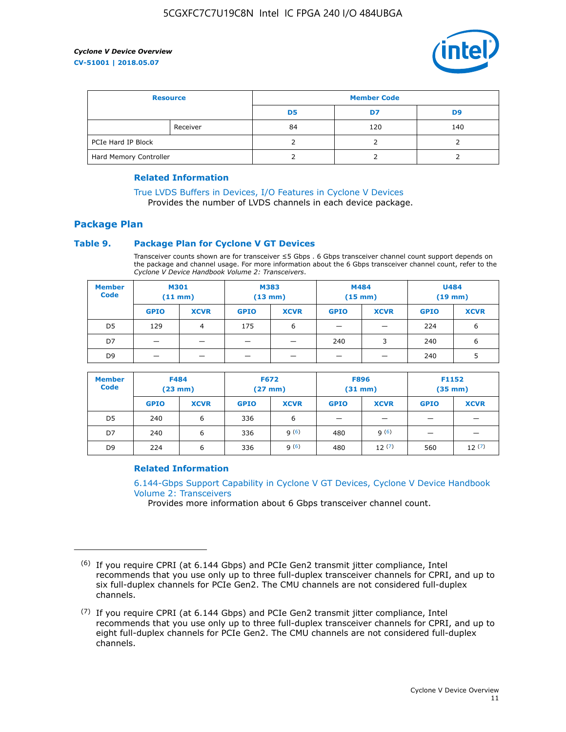| Resource | | Member Code | | |
|---|---|---|---|---|
| | | D5 | D7 | D9 |
| | Receiver | 84 | 120 | 140 |
| PCIe Hard IP Block | | 2 | 2 | 2 |
| Hard Memory Controller | | 2 | 2 | 2 |

### Related Information

True LVDS Buffers in Devices, I/O Features in Cyclone V Devices
Provides the number of LVDS channels in each device package.

## Package Plan

### Table 9. Package Plan for Cyclone V GT Devices

Transceiver counts shown are for transceiver ≤5 Gbps . 6 Gbps transceiver channel count support depends on the package and channel usage. For more information about the 6 Gbps transceiver channel count, refer to the *Cyclone V Device Handbook Volume 2: Transceivers*.

| Member Code | M301 (11 mm) | | M383 (13 mm) | | M484 (15 mm) | | U484 (19 mm) | |
|---|---|---|---|---|---|---|---|---|
| | GPIO | XCVR | GPIO | XCVR | GPIO | XCVR | GPIO | XCVR |
| D5 | 129 | 4 | 175 | 6 | — | — | 224 | 6 |
| D7 | — | — | — | — | 240 | 3 | 240 | 6 |
| D9 | — | — | — | — | — | — | 240 | 5 |

| Member Code | F484 (23 mm) | | F672 (27 mm) | | F896 (31 mm) | | F1152 (35 mm) | |
|---|---|---|---|---|---|---|---|---|
| | GPIO | XCVR | GPIO | XCVR | GPIO | XCVR | GPIO | XCVR |
| D5 | 240 | 6 | 336 | 6 | — | — | — | — |
| D7 | 240 | 6 | 336 | 9 (6) | 480 | 9 (6) | — | — |
| D9 | 224 | 6 | 336 | 9 (6) | 480 | 12 (7) | 560 | 12 (7) |

### Related Information

6.144-Gbps Support Capability in Cyclone V GT Devices, Cyclone V Device Handbook Volume 2: Transceivers
Provides more information about 6 Gbps transceiver channel count.

---

(6) If you require CPRI (at 6.144 Gbps) and PCIe Gen2 transmit jitter compliance, Intel recommends that you use only up to three full-duplex transceiver channels for CPRI, and up to six full-duplex channels for PCIe Gen2. The CMU channels are not considered full-duplex channels.

(7) If you require CPRI (at 6.144 Gbps) and PCIe Gen2 transmit jitter compliance, Intel recommends that you use only up to three full-duplex transceiver channels for CPRI, and up to eight full-duplex channels for PCIe Gen2. The CMU channels are not considered full-duplex channels.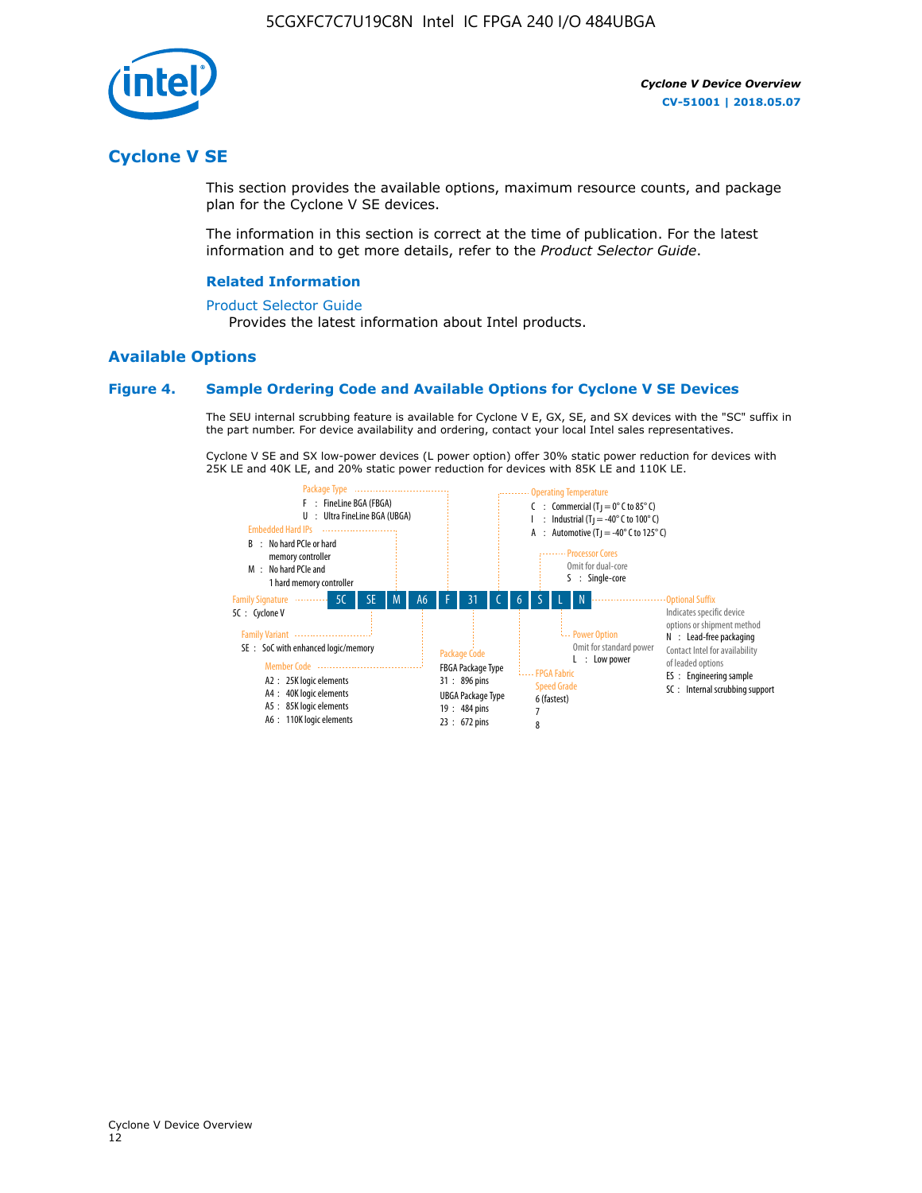# Cyclone V SE

This section provides the available options, maximum resource counts, and package plan for the Cyclone V SE devices.

The information in this section is correct at the time of publication. For the latest information and to get more details, refer to the *Product Selector Guide*.

### Related Information

Product Selector Guide
Provides the latest information about Intel products.

## Available Options

### Figure 4. Sample Ordering Code and Available Options for Cyclone V SE Devices

The SEU internal scrubbing feature is available for Cyclone V E, GX, SE, and SX devices with the "SC" suffix in the part number. For device availability and ordering, contact your local Intel sales representatives.

Cyclone V SE and SX low-power devices (L power option) offer 30% static power reduction for devices with 25K LE and 40K LE, and 20% static power reduction for devices with 85K LE and 110K LE.

Sample ordering code: 5C SE M A6 F 31 C 6 S L N

- **Family Signature**
  - 5C : Cyclone V
- **Family Variant**
  - SE : SoC with enhanced logic/memory
- **Embedded Hard IPs**
  - B : No hard PCIe or hard memory controller
  - M : No hard PCIe and 1 hard memory controller
- **Member Code**
  - A2 : 25K logic elements
  - A4 : 40K logic elements
  - A5 : 85K logic elements
  - A6 : 110K logic elements
- **Package Type**
  - F : FineLine BGA (FBGA)
  - U : Ultra FineLine BGA (UBGA)
- **Package Code**
  - FBGA Package Type
    - 31 : 896 pins
  - UBGA Package Type
    - 19 : 484 pins
    - 23 : 672 pins
- **Operating Temperature**
  - C : Commercial ($T_J$ = 0° C to 85° C)
  - I : Industrial ($T_J$ = -40° C to 100° C)
  - A : Automotive ($T_J$ = -40° C to 125° C)
- **FPGA Fabric Speed Grade**
  - 6 (fastest)
  - 7
  - 8
- **Processor Cores**
  - Omit for dual-core
  - S : Single-core
- **Power Option**
  - Omit for standard power
  - L : Low power
- **Optional Suffix**
  - Indicates specific device options or shipment method
  - N : Lead-free packaging
  - Contact Intel for availability of leaded options
  - ES : Engineering sample
  - SC : Internal scrubbing support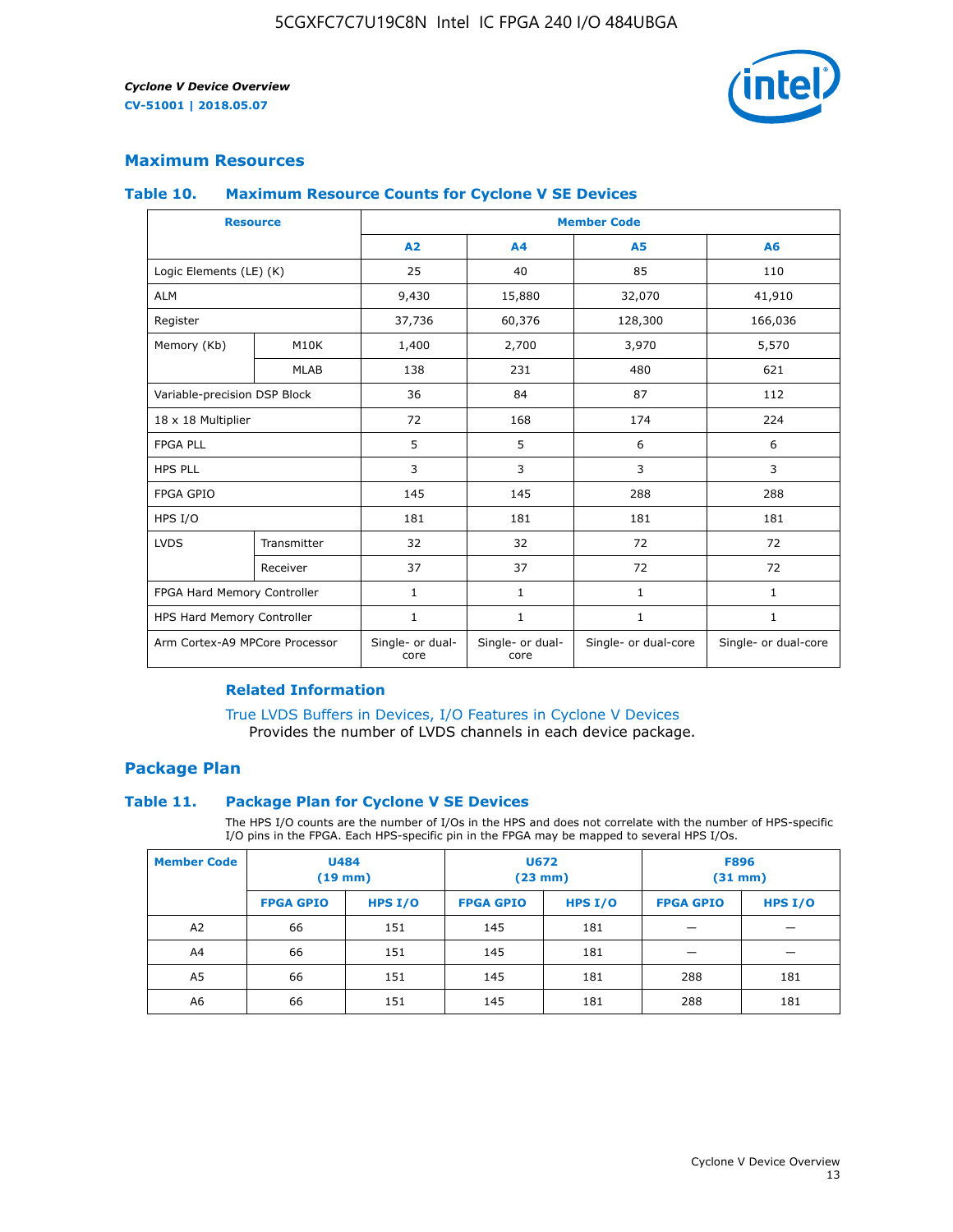## Maximum Resources

### Table 10. Maximum Resource Counts for Cyclone V SE Devices

| Resource | | Member Code | | | |
|---|---|---|---|---|---|
| | | A2 | A4 | A5 | A6 |
| Logic Elements (LE) (K) | | 25 | 40 | 85 | 110 |
| ALM | | 9,430 | 15,880 | 32,070 | 41,910 |
| Register | | 37,736 | 60,376 | 128,300 | 166,036 |
| Memory (Kb) | M10K | 1,400 | 2,700 | 3,970 | 5,570 |
| | MLAB | 138 | 231 | 480 | 621 |
| Variable-precision DSP Block | | 36 | 84 | 87 | 112 |
| 18 x 18 Multiplier | | 72 | 168 | 174 | 224 |
| FPGA PLL | | 5 | 5 | 6 | 6 |
| HPS PLL | | 3 | 3 | 3 | 3 |
| FPGA GPIO | | 145 | 145 | 288 | 288 |
| HPS I/O | | 181 | 181 | 181 | 181 |
| LVDS | Transmitter | 32 | 32 | 72 | 72 |
| | Receiver | 37 | 37 | 72 | 72 |
| FPGA Hard Memory Controller | | 1 | 1 | 1 | 1 |
| HPS Hard Memory Controller | | 1 | 1 | 1 | 1 |
| Arm Cortex-A9 MPCore Processor | | Single- or dual-core | Single- or dual-core | Single- or dual-core | Single- or dual-core |

#### Related Information

True LVDS Buffers in Devices, I/O Features in Cyclone V Devices
Provides the number of LVDS channels in each device package.

## Package Plan

### Table 11. Package Plan for Cyclone V SE Devices

The HPS I/O counts are the number of I/Os in the HPS and does not correlate with the number of HPS-specific I/O pins in the FPGA. Each HPS-specific pin in the FPGA may be mapped to several HPS I/Os.

| Member Code | U484 (19 mm) | | U672 (23 mm) | | F896 (31 mm) | |
|---|---|---|---|---|---|---|
| | FPGA GPIO | HPS I/O | FPGA GPIO | HPS I/O | FPGA GPIO | HPS I/O |
| A2 | 66 | 151 | 145 | 181 | — | — |
| A4 | 66 | 151 | 145 | 181 | — | — |
| A5 | 66 | 151 | 145 | 181 | 288 | 181 |
| A6 | 66 | 151 | 145 | 181 | 288 | 181 |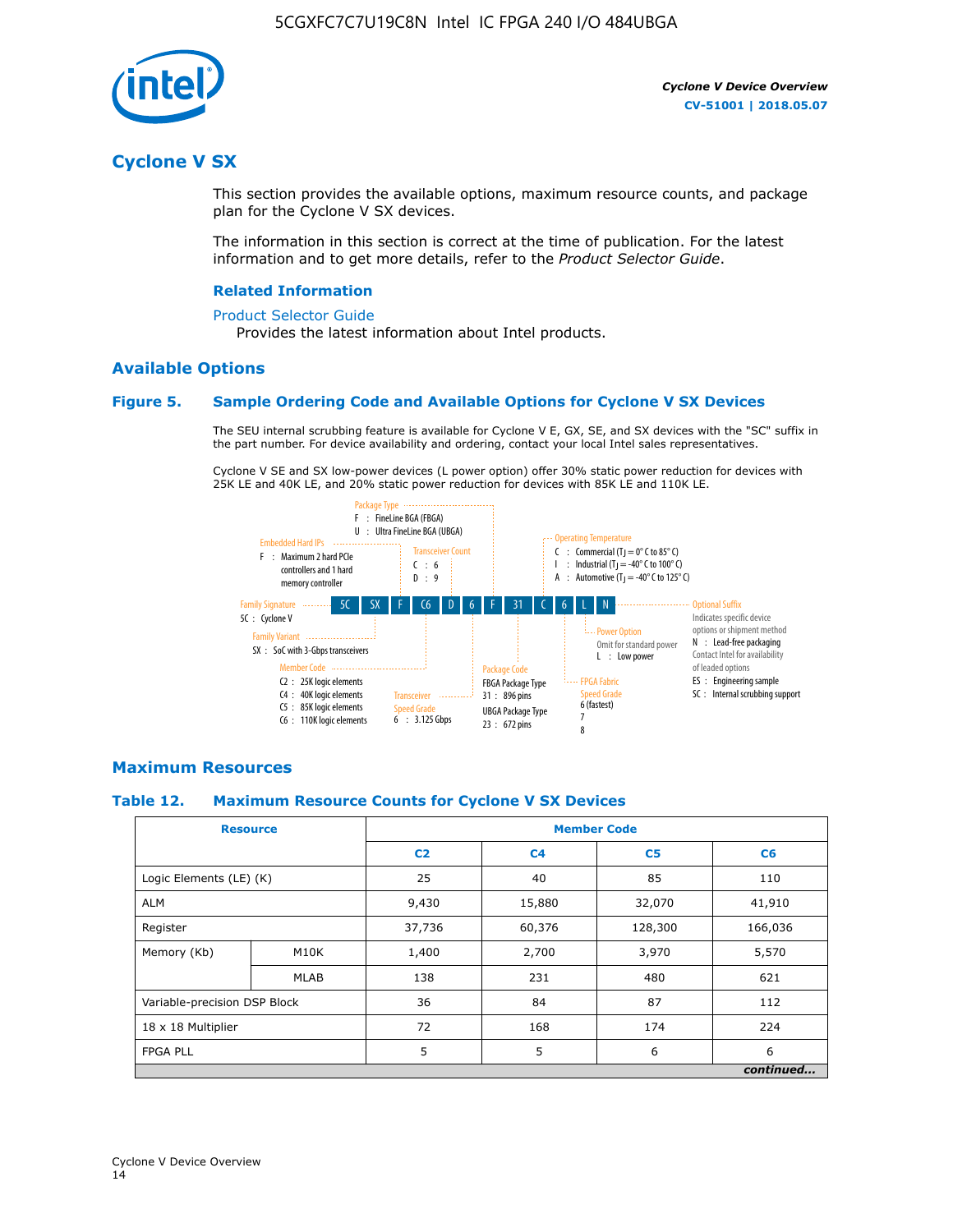## Cyclone V SX

This section provides the available options, maximum resource counts, and package plan for the Cyclone V SX devices.

The information in this section is correct at the time of publication. For the latest information and to get more details, refer to the *Product Selector Guide*.

### Related Information

Product Selector Guide

Provides the latest information about Intel products.

### Available Options

#### Figure 5. Sample Ordering Code and Available Options for Cyclone V SX Devices

The SEU internal scrubbing feature is available for Cyclone V E, GX, SE, and SX devices with the "SC" suffix in the part number. For device availability and ordering, contact your local Intel sales representatives.

Cyclone V SE and SX low-power devices (L power option) offer 30% static power reduction for devices with 25K LE and 40K LE, and 20% static power reduction for devices with 85K LE and 110K LE.

Sample ordering code: 5C SX F C6 D 6 F 31 C 6 L N

- **Family Signature**
  - 5C : Cyclone V
- **Family Variant**
  - SX : SoC with 3-Gbps transceivers
- **Embedded Hard IPs**
  - F : Maximum 2 hard PCIe controllers and 1 hard memory controller
- **Member Code**
  - C2 : 25K logic elements
  - C4 : 40K logic elements
  - C5 : 85K logic elements
  - C6 : 110K logic elements
- **Transceiver Count**
  - C : 6
  - D : 9
- **Transceiver Speed Grade**
  - 6 : 3.125 Gbps
- **Package Type**
  - F : FineLine BGA (FBGA)
  - U : Ultra FineLine BGA (UBGA)
- **Package Code**
  - FBGA Package Type
    - 31 : 896 pins
  - UBGA Package Type
    - 23 : 672 pins
- **Operating Temperature**
  - C : Commercial ($T_J$ = 0° C to 85° C)
  - I : Industrial ($T_J$ = -40° C to 100° C)
  - A : Automotive ($T_J$ = -40° C to 125° C)
- **FPGA Fabric Speed Grade**
  - 6 (fastest)
  - 7
  - 8
- **Power Option**
  - Omit for standard power
  - L : Low power
- **Optional Suffix**
  - Indicates specific device options or shipment method
  - N : Lead-free packaging. Contact Intel for availability of leaded options
  - ES : Engineering sample
  - SC : Internal scrubbing support

### Maximum Resources

#### Table 12. Maximum Resource Counts for Cyclone V SX Devices

| Resource | | Member Code | | | |
|---|---|---|---|---|---|
| | | C2 | C4 | C5 | C6 |
| Logic Elements (LE) (K) | | 25 | 40 | 85 | 110 |
| ALM | | 9,430 | 15,880 | 32,070 | 41,910 |
| Register | | 37,736 | 60,376 | 128,300 | 166,036 |
| Memory (Kb) | M10K | 1,400 | 2,700 | 3,970 | 5,570 |
| | MLAB | 138 | 231 | 480 | 621 |
| Variable-precision DSP Block | | 36 | 84 | 87 | 112 |
| 18 x 18 Multiplier | | 72 | 168 | 174 | 224 |
| FPGA PLL | | 5 | 5 | 6 | 6 |

*continued...*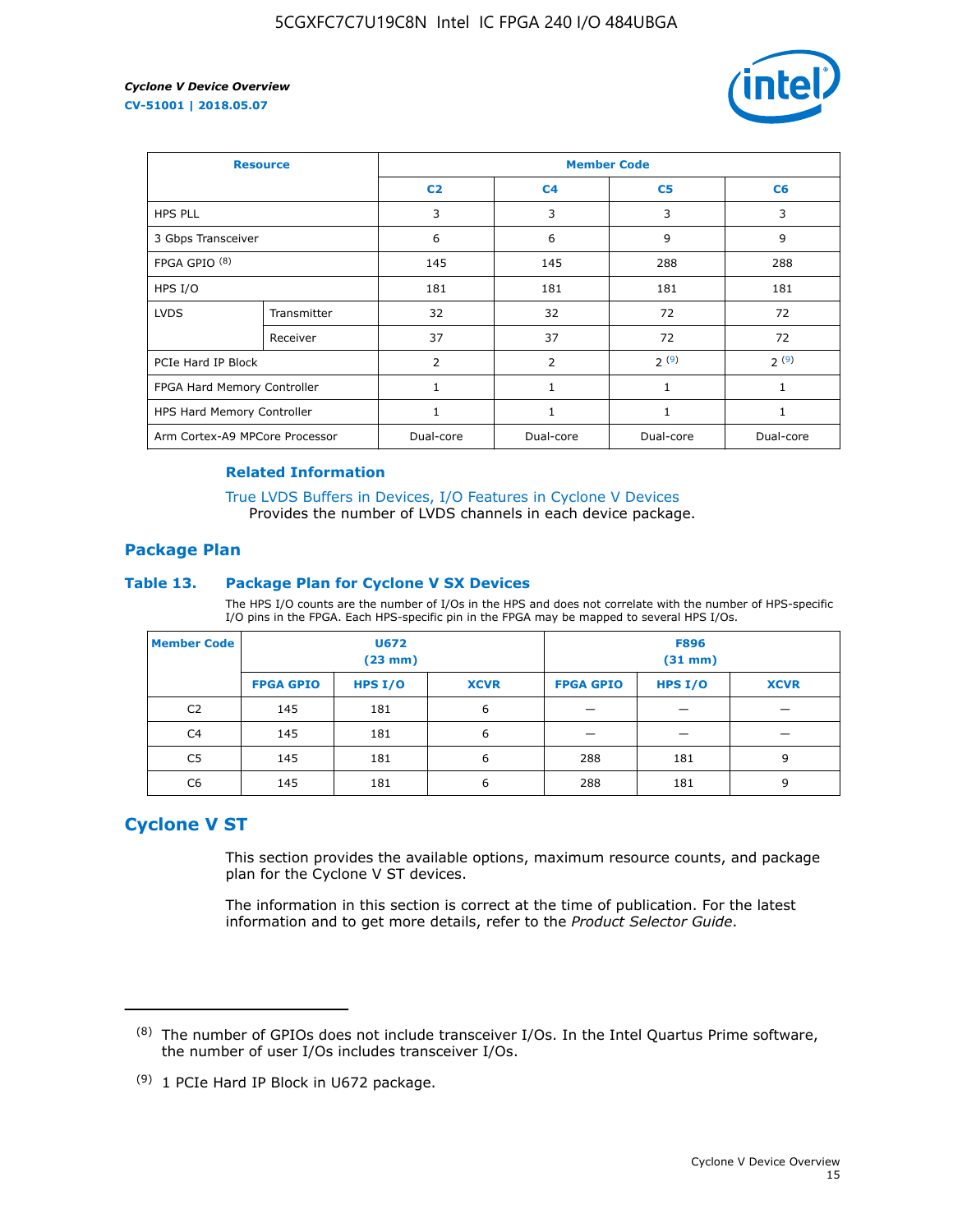| Resource | | Member Code | | | |
|---|---|---|---|---|---|
| | | C2 | C4 | C5 | C6 |
| HPS PLL | | 3 | 3 | 3 | 3 |
| 3 Gbps Transceiver | | 6 | 6 | 9 | 9 |
| FPGA GPIO [(8)] | | 145 | 145 | 288 | 288 |
| HPS I/O | | 181 | 181 | 181 | 181 |
| LVDS | Transmitter | 32 | 32 | 72 | 72 |
| | Receiver | 37 | 37 | 72 | 72 |
| PCIe Hard IP Block | | 2 | 2 | 2 [(9)] | 2 [(9)] |
| FPGA Hard Memory Controller | | 1 | 1 | 1 | 1 |
| HPS Hard Memory Controller | | 1 | 1 | 1 | 1 |
| Arm Cortex-A9 MPCore Processor | | Dual-core | Dual-core | Dual-core | Dual-core |

#### Related Information

True LVDS Buffers in Devices, I/O Features in Cyclone V Devices
Provides the number of LVDS channels in each device package.

### Package Plan

#### Table 13. Package Plan for Cyclone V SX Devices

The HPS I/O counts are the number of I/Os in the HPS and does not correlate with the number of HPS-specific I/O pins in the FPGA. Each HPS-specific pin in the FPGA may be mapped to several HPS I/Os.

| Member Code | U672 (23 mm) | | | F896 (31 mm) | | |
|---|---|---|---|---|---|---|
| | FPGA GPIO | HPS I/O | XCVR | FPGA GPIO | HPS I/O | XCVR |
| C2 | 145 | 181 | 6 | — | — | — |
| C4 | 145 | 181 | 6 | — | — | — |
| C5 | 145 | 181 | 6 | 288 | 181 | 9 |
| C6 | 145 | 181 | 6 | 288 | 181 | 9 |

## Cyclone V ST

This section provides the available options, maximum resource counts, and package plan for the Cyclone V ST devices.

The information in this section is correct at the time of publication. For the latest information and to get more details, refer to the *Product Selector Guide*.

---

(8) The number of GPIOs does not include transceiver I/Os. In the Intel Quartus Prime software, the number of user I/Os includes transceiver I/Os.

(9) 1 PCIe Hard IP Block in U672 package.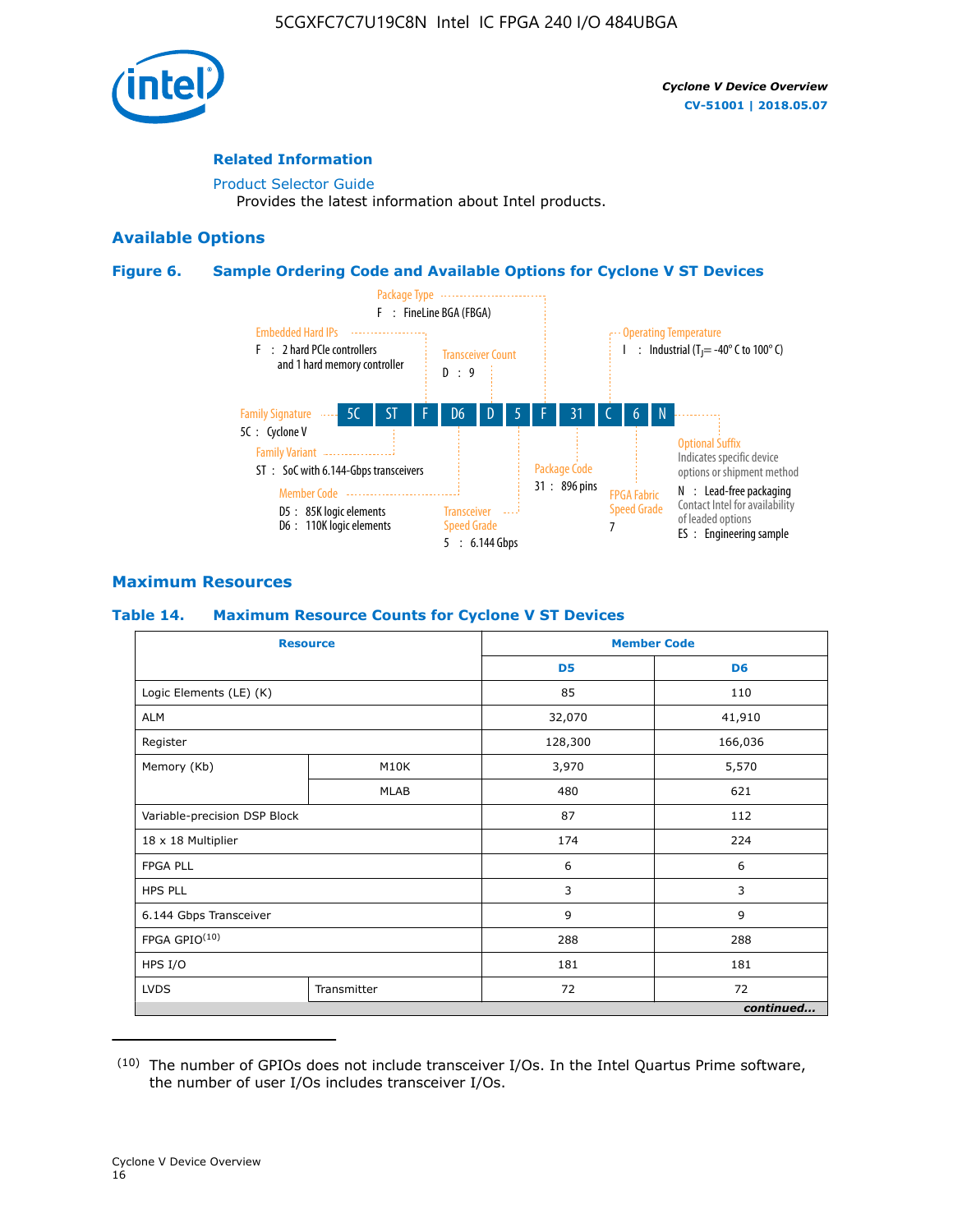**Related Information**

Product Selector Guide

Provides the latest information about Intel products.

## Available Options

### Figure 6. Sample Ordering Code and Available Options for Cyclone V ST Devices

| 5C | ST | F | D6 | D | 5 | F | 31 | C | 6 | N |
|---|---|---|---|---|---|---|---|---|---|---|

- **Family Signature** — 5C : Cyclone V
- **Family Variant** — ST : SoC with 6.144-Gbps transceivers
- **Embedded Hard IPs** — F : 2 hard PCIe controllers and 1 hard memory controller
- **Member Code** — D5 : 85K logic elements; D6 : 110K logic elements
- **Transceiver Count** — D : 9
- **Transceiver Speed Grade** — 5 : 6.144 Gbps
- **Package Type** — F : FineLine BGA (FBGA)
- **Package Code** — 31 : 896 pins
- **Operating Temperature** — I : Industrial ($T_J$ = -40° C to 100° C)
- **FPGA Fabric Speed Grade** — 7
- **Optional Suffix** — Indicates specific device options or shipment method
  - N : Lead-free packaging. Contact Intel for availability of leaded options
  - ES : Engineering sample

## Maximum Resources

### Table 14. Maximum Resource Counts for Cyclone V ST Devices

| Resource | | Member Code | |
|---|---|---|---|
| | | D5 | D6 |
| Logic Elements (LE) (K) | | 85 | 110 |
| ALM | | 32,070 | 41,910 |
| Register | | 128,300 | 166,036 |
| Memory (Kb) | M10K | 3,970 | 5,570 |
| | MLAB | 480 | 621 |
| Variable-precision DSP Block | | 87 | 112 |
| 18 x 18 Multiplier | | 174 | 224 |
| FPGA PLL | | 6 | 6 |
| HPS PLL | | 3 | 3 |
| 6.144 Gbps Transceiver | | 9 | 9 |
| FPGA GPIO[10] | | 288 | 288 |
| HPS I/O | | 181 | 181 |
| LVDS | Transmitter | 72 | 72 |

*continued...*

(10) The number of GPIOs does not include transceiver I/Os. In the Intel Quartus Prime software, the number of user I/Os includes transceiver I/Os.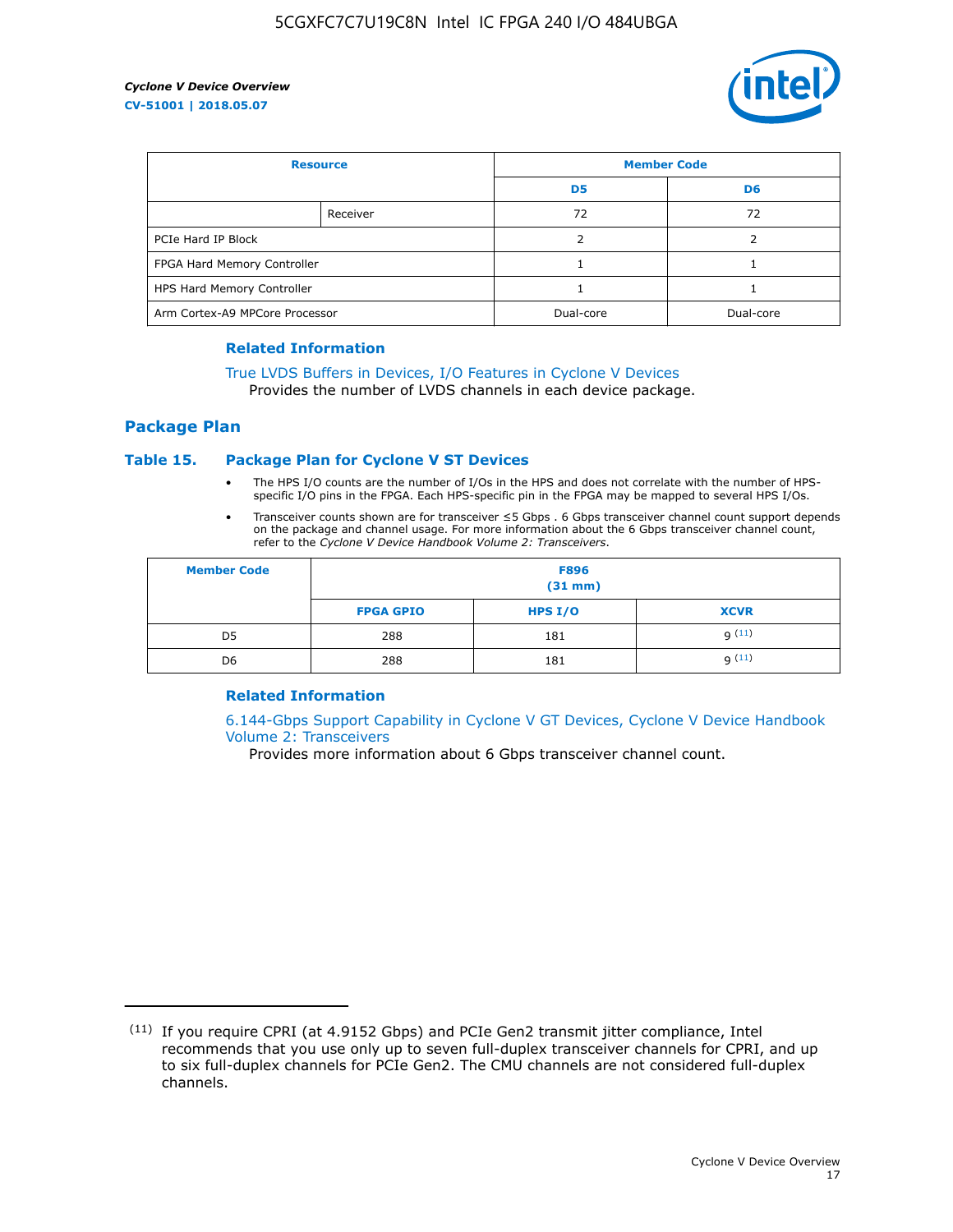| Resource | | Member Code | |
|---|---|---|---|
| | | D5 | D6 |
| | Receiver | 72 | 72 |
| PCIe Hard IP Block | | 2 | 2 |
| FPGA Hard Memory Controller | | 1 | 1 |
| HPS Hard Memory Controller | | 1 | 1 |
| Arm Cortex-A9 MPCore Processor | | Dual-core | Dual-core |

### Related Information

True LVDS Buffers in Devices, I/O Features in Cyclone V Devices
Provides the number of LVDS channels in each device package.

## Package Plan

### Table 15. Package Plan for Cyclone V ST Devices

- The HPS I/O counts are the number of I/Os in the HPS and does not correlate with the number of HPS-specific I/O pins in the FPGA. Each HPS-specific pin in the FPGA may be mapped to several HPS I/Os.
- Transceiver counts shown are for transceiver ≤5 Gbps . 6 Gbps transceiver channel count support depends on the package and channel usage. For more information about the 6 Gbps transceiver channel count, refer to the *Cyclone V Device Handbook Volume 2: Transceivers*.

| Member Code | F896 (31 mm) | | |
|---|---|---|---|
| | FPGA GPIO | HPS I/O | XCVR |
| D5 | 288 | 181 | 9 [11] |
| D6 | 288 | 181 | 9 [11] |

### Related Information

6.144-Gbps Support Capability in Cyclone V GT Devices, Cyclone V Device Handbook Volume 2: Transceivers
Provides more information about 6 Gbps transceiver channel count.

---

[11] If you require CPRI (at 4.9152 Gbps) and PCIe Gen2 transmit jitter compliance, Intel recommends that you use only up to seven full-duplex transceiver channels for CPRI, and up to six full-duplex channels for PCIe Gen2. The CMU channels are not considered full-duplex channels.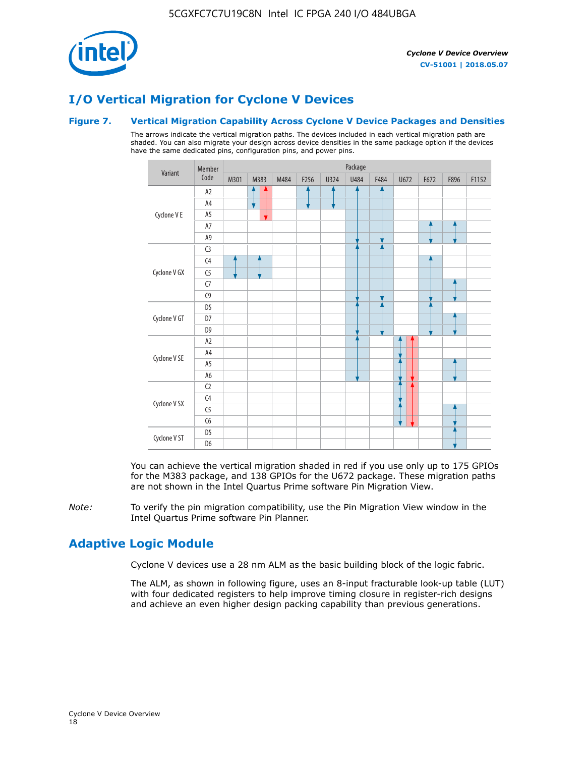# I/O Vertical Migration for Cyclone V Devices

### Figure 7. Vertical Migration Capability Across Cyclone V Device Packages and Densities

The arrows indicate the vertical migration paths. The devices included in each vertical migration path are shaded. You can also migrate your design across device densities in the same package option if the devices have the same dedicated pins, configuration pins, and power pins.

| Variant | Member Code | M301 | M383 | M484 | F256 | U324 | U484 | F484 | U672 | F672 | F896 | F1152 |
|---|---|---|---|---|---|---|---|---|---|---|---|---|
| Cyclone V E | A2 | | | | | | | | | | | |
| | A4 | | | | | | | | | | | |
| | A5 | | | | | | | | | | | |
| | A7 | | | | | | | | | | | |
| | A9 | | | | | | | | | | | |
| Cyclone V GX | C3 | | | | | | | | | | | |
| | C4 | | | | | | | | | | | |
| | C5 | | | | | | | | | | | |
| | C7 | | | | | | | | | | | |
| | C9 | | | | | | | | | | | |
| Cyclone V GT | D5 | | | | | | | | | | | |
| | D7 | | | | | | | | | | | |
| | D9 | | | | | | | | | | | |
| Cyclone V SE | A2 | | | | | | | | | | | |
| | A4 | | | | | | | | | | | |
| | A5 | | | | | | | | | | | |
| | A6 | | | | | | | | | | | |
| Cyclone V SX | C2 | | | | | | | | | | | |
| | C4 | | | | | | | | | | | |
| | C5 | | | | | | | | | | | |
| | C6 | | | | | | | | | | | |
| Cyclone V ST | D5 | | | | | | | | | | | |
| | D6 | | | | | | | | | | | |

You can achieve the vertical migration shaded in red if you use only up to 175 GPIOs for the M383 package, and 138 GPIOs for the U672 package. These migration paths are not shown in the Intel Quartus Prime software Pin Migration View.

*Note:* To verify the pin migration compatibility, use the Pin Migration View window in the Intel Quartus Prime software Pin Planner.

# Adaptive Logic Module

Cyclone V devices use a 28 nm ALM as the basic building block of the logic fabric.

The ALM, as shown in following figure, uses an 8-input fracturable look-up table (LUT) with four dedicated registers to help improve timing closure in register-rich designs and achieve an even higher design packing capability than previous generations.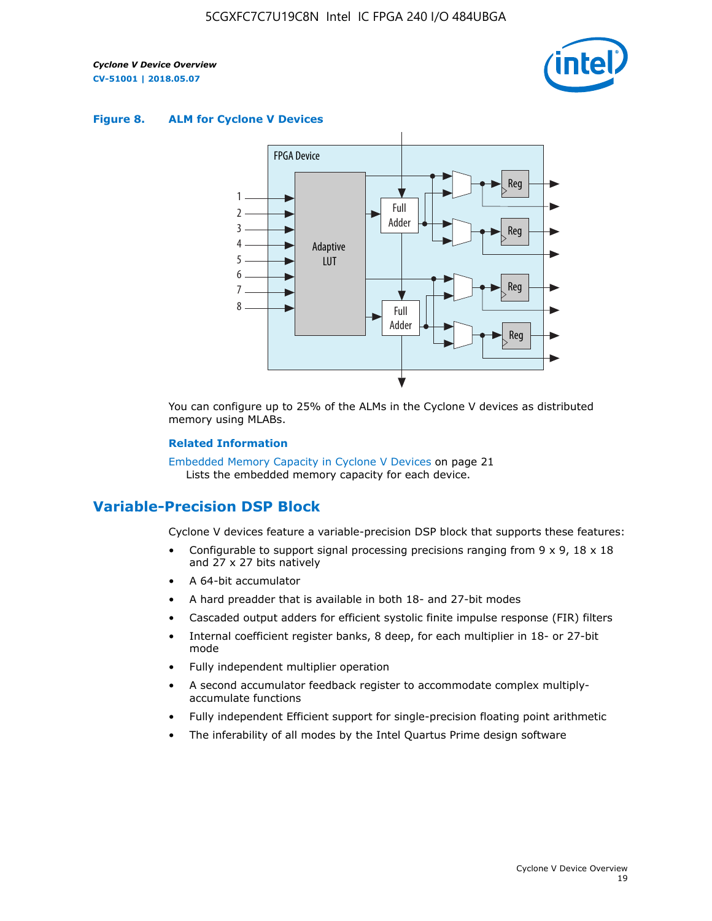**Figure 8. ALM for Cylone V Devices**

You can configure up to 25% of the ALMs in the Cyclone V devices as distributed memory using MLABs.

**Related Information**

Embedded Memory Capacity in Cyclone V Devices on page 21
Lists the embedded memory capacity for each device.

## Variable-Precision DSP Block

Cyclone V devices feature a variable-precision DSP block that supports these features:

- Configurable to support signal processing precisions ranging from 9 x 9, 18 x 18 and 27 x 27 bits natively
- A 64-bit accumulator
- A hard preadder that is available in both 18- and 27-bit modes
- Cascaded output adders for efficient systolic finite impulse response (FIR) filters
- Internal coefficient register banks, 8 deep, for each multiplier in 18- or 27-bit mode
- Fully independent multiplier operation
- A second accumulator feedback register to accommodate complex multiply-accumulate functions
- Fully independent Efficient support for single-precision floating point arithmetic
- The inferability of all modes by the Intel Quartus Prime design software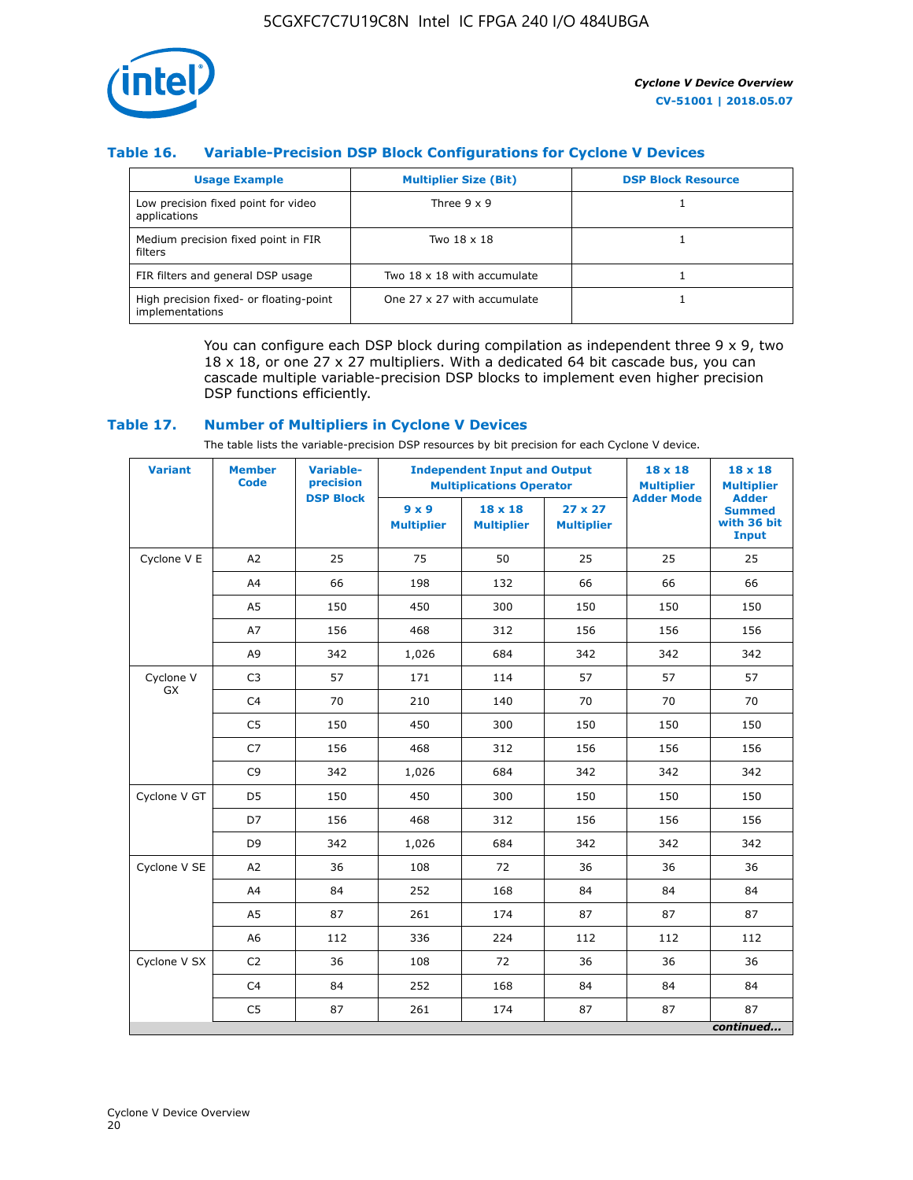### Table 16. Variable-Precision DSP Block Configurations for Cyclone V Devices

| Usage Example | Multiplier Size (Bit) | DSP Block Resource |
|---|---|---|
| Low precision fixed point for video applications | Three 9 x 9 | 1 |
| Medium precision fixed point in FIR filters | Two 18 x 18 | 1 |
| FIR filters and general DSP usage | Two 18 x 18 with accumulate | 1 |
| High precision fixed- or floating-point implementations | One 27 x 27 with accumulate | 1 |

You can configure each DSP block during compilation as independent three 9 x 9, two 18 x 18, or one 27 x 27 multipliers. With a dedicated 64 bit cascade bus, you can cascade multiple variable-precision DSP blocks to implement even higher precision DSP functions efficiently.

### Table 17. Number of Multipliers in Cyclone V Devices

The table lists the variable-precision DSP resources by bit precision for each Cyclone V device.

| Variant | Member Code | Variable-precision DSP Block | Independent Input and Output Multiplications Operator | | | 18 x 18 Multiplier Adder Mode | 18 x 18 Multiplier Adder Summed with 36 bit Input |
|---|---|---|---|---|---|---|---|
| | | | 9 x 9 Multiplier | 18 x 18 Multiplier | 27 x 27 Multiplier | | |
| Cyclone V E | A2 | 25 | 75 | 50 | 25 | 25 | 25 |
| | A4 | 66 | 198 | 132 | 66 | 66 | 66 |
| | A5 | 150 | 450 | 300 | 150 | 150 | 150 |
| | A7 | 156 | 468 | 312 | 156 | 156 | 156 |
| | A9 | 342 | 1,026 | 684 | 342 | 342 | 342 |
| Cyclone V GX | C3 | 57 | 171 | 114 | 57 | 57 | 57 |
| | C4 | 70 | 210 | 140 | 70 | 70 | 70 |
| | C5 | 150 | 450 | 300 | 150 | 150 | 150 |
| | C7 | 156 | 468 | 312 | 156 | 156 | 156 |
| | C9 | 342 | 1,026 | 684 | 342 | 342 | 342 |
| Cyclone V GT | D5 | 150 | 450 | 300 | 150 | 150 | 150 |
| | D7 | 156 | 468 | 312 | 156 | 156 | 156 |
| | D9 | 342 | 1,026 | 684 | 342 | 342 | 342 |
| Cyclone V SE | A2 | 36 | 108 | 72 | 36 | 36 | 36 |
| | A4 | 84 | 252 | 168 | 84 | 84 | 84 |
| | A5 | 87 | 261 | 174 | 87 | 87 | 87 |
| | A6 | 112 | 336 | 224 | 112 | 112 | 112 |
| Cyclone V SX | C2 | 36 | 108 | 72 | 36 | 36 | 36 |
| | C4 | 84 | 252 | 168 | 84 | 84 | 84 |
| | C5 | 87 | 261 | 174 | 87 | 87 | 87 |

*continued...*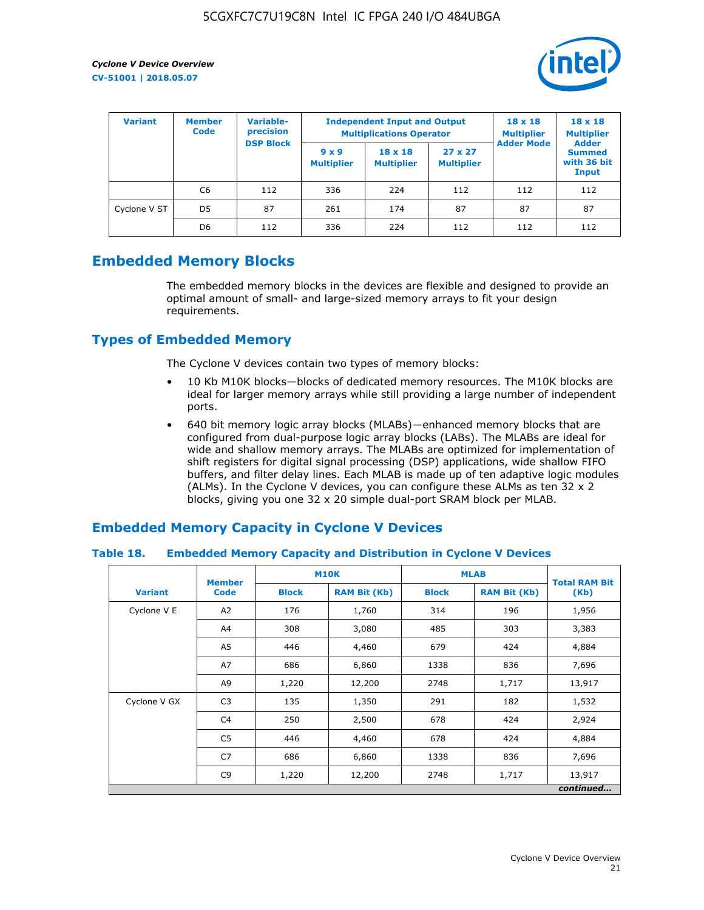| Variant | Member Code | Variable-precision DSP Block | Independent Input and Output Multiplications Operator | | | 18 x 18 Multiplier Adder Mode | 18 x 18 Multiplier Adder Summed with 36 bit Input |
|---|---|---|---|---|---|---|---|
| | | | 9 x 9 Multiplier | 18 x 18 Multiplier | 27 x 27 Multiplier | | |
| | C6 | 112 | 336 | 224 | 112 | 112 | 112 |
| Cyclone V ST | D5 | 87 | 261 | 174 | 87 | 87 | 87 |
| | D6 | 112 | 336 | 224 | 112 | 112 | 112 |

## Embedded Memory Blocks

The embedded memory blocks in the devices are flexible and designed to provide an optimal amount of small- and large-sized memory arrays to fit your design requirements.

## Types of Embedded Memory

The Cyclone V devices contain two types of memory blocks:

- 10 Kb M10K blocks—blocks of dedicated memory resources. The M10K blocks are ideal for larger memory arrays while still providing a large number of independent ports.
- 640 bit memory logic array blocks (MLABs)—enhanced memory blocks that are configured from dual-purpose logic array blocks (LABs). The MLABs are ideal for wide and shallow memory arrays. The MLABs are optimized for implementation of shift registers for digital signal processing (DSP) applications, wide shallow FIFO buffers, and filter delay lines. Each MLAB is made up of ten adaptive logic modules (ALMs). In the Cyclone V devices, you can configure these ALMs as ten 32 x 2 blocks, giving you one 32 x 20 simple dual-port SRAM block per MLAB.

## Embedded Memory Capacity in Cyclone V Devices

### Table 18. Embedded Memory Capacity and Distribution in Cyclone V Devices

| Variant | Member Code | M10K | | MLAB | | Total RAM Bit (Kb) |
|---|---|---|---|---|---|---|
| | | Block | RAM Bit (Kb) | Block | RAM Bit (Kb) | |
| Cyclone V E | A2 | 176 | 1,760 | 314 | 196 | 1,956 |
| | A4 | 308 | 3,080 | 485 | 303 | 3,383 |
| | A5 | 446 | 4,460 | 679 | 424 | 4,884 |
| | A7 | 686 | 6,860 | 1338 | 836 | 7,696 |
| | A9 | 1,220 | 12,200 | 2748 | 1,717 | 13,917 |
| Cyclone V GX | C3 | 135 | 1,350 | 291 | 182 | 1,532 |
| | C4 | 250 | 2,500 | 678 | 424 | 2,924 |
| | C5 | 446 | 4,460 | 678 | 424 | 4,884 |
| | C7 | 686 | 6,860 | 1338 | 836 | 7,696 |
| | C9 | 1,220 | 12,200 | 2748 | 1,717 | 13,917 |

*continued...*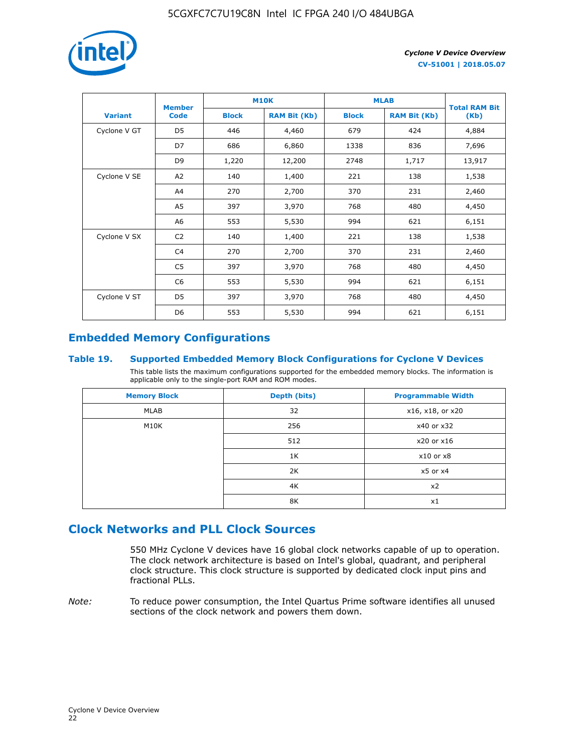| Variant | Member Code | M10K | | MLAB | | Total RAM Bit (Kb) |
|---|---|---|---|---|---|---|
| | | Block | RAM Bit (Kb) | Block | RAM Bit (Kb) | |
| Cyclone V GT | D5 | 446 | 4,460 | 679 | 424 | 4,884 |
| | D7 | 686 | 6,860 | 1338 | 836 | 7,696 |
| | D9 | 1,220 | 12,200 | 2748 | 1,717 | 13,917 |
| Cyclone V SE | A2 | 140 | 1,400 | 221 | 138 | 1,538 |
| | A4 | 270 | 2,700 | 370 | 231 | 2,460 |
| | A5 | 397 | 3,970 | 768 | 480 | 4,450 |
| | A6 | 553 | 5,530 | 994 | 621 | 6,151 |
| Cyclone V SX | C2 | 140 | 1,400 | 221 | 138 | 1,538 |
| | C4 | 270 | 2,700 | 370 | 231 | 2,460 |
| | C5 | 397 | 3,970 | 768 | 480 | 4,450 |
| | C6 | 553 | 5,530 | 994 | 621 | 6,151 |
| Cyclone V ST | D5 | 397 | 3,970 | 768 | 480 | 4,450 |
| | D6 | 553 | 5,530 | 994 | 621 | 6,151 |

## Embedded Memory Configurations

### Table 19. Supported Embedded Memory Block Configurations for Cyclone V Devices

This table lists the maximum configurations supported for the embedded memory blocks. The information is applicable only to the single-port RAM and ROM modes.

| Memory Block | Depth (bits) | Programmable Width |
|---|---|---|
| MLAB | 32 | x16, x18, or x20 |
| M10K | 256 | x40 or x32 |
| | 512 | x20 or x16 |
| | 1K | x10 or x8 |
| | 2K | x5 or x4 |
| | 4K | x2 |
| | 8K | x1 |

## Clock Networks and PLL Clock Sources

550 MHz Cyclone V devices have 16 global clock networks capable of up to operation. The clock network architecture is based on Intel's global, quadrant, and peripheral clock structure. This clock structure is supported by dedicated clock input pins and fractional PLLs.

*Note:* To reduce power consumption, the Intel Quartus Prime software identifies all unused sections of the clock network and powers them down.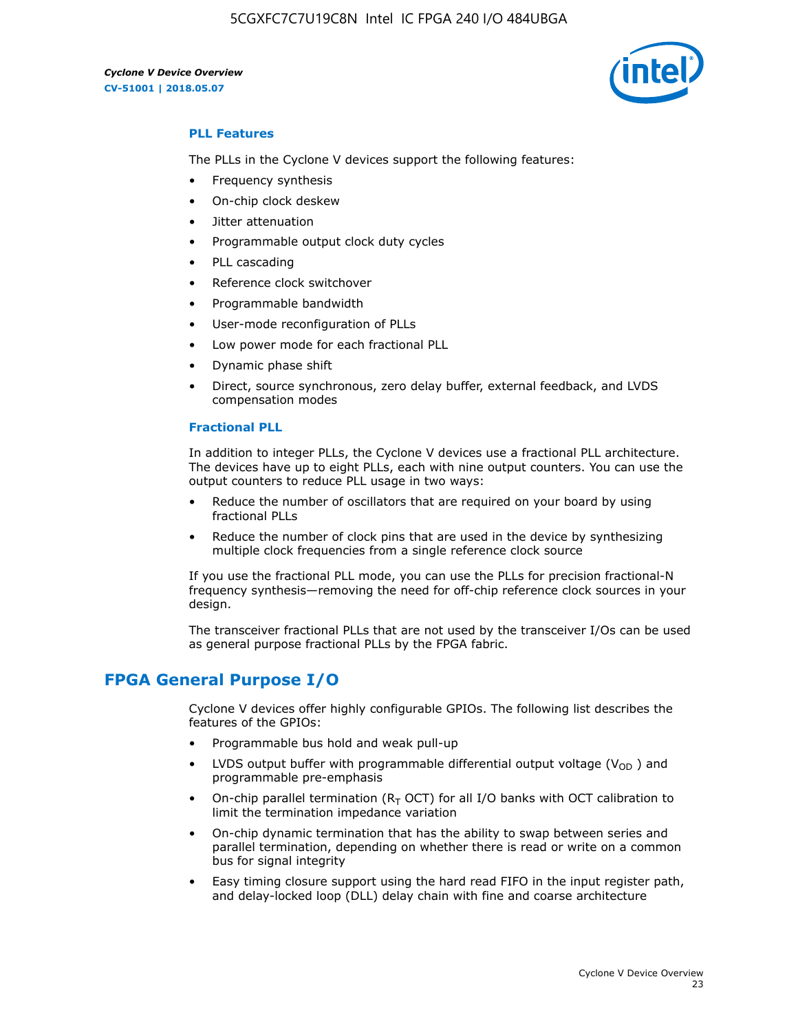### PLL Features

The PLLs in the Cyclone V devices support the following features:

- Frequency synthesis
- On-chip clock deskew
- Jitter attenuation
- Programmable output clock duty cycles
- PLL cascading
- Reference clock switchover
- Programmable bandwidth
- User-mode reconfiguration of PLLs
- Low power mode for each fractional PLL
- Dynamic phase shift
- Direct, source synchronous, zero delay buffer, external feedback, and LVDS compensation modes

### Fractional PLL

In addition to integer PLLs, the Cyclone V devices use a fractional PLL architecture. The devices have up to eight PLLs, each with nine output counters. You can use the output counters to reduce PLL usage in two ways:

- Reduce the number of oscillators that are required on your board by using fractional PLLs
- Reduce the number of clock pins that are used in the device by synthesizing multiple clock frequencies from a single reference clock source

If you use the fractional PLL mode, you can use the PLLs for precision fractional-N frequency synthesis—removing the need for off-chip reference clock sources in your design.

The transceiver fractional PLLs that are not used by the transceiver I/Os can be used as general purpose fractional PLLs by the FPGA fabric.

## FPGA General Purpose I/O

Cyclone V devices offer highly configurable GPIOs. The following list describes the features of the GPIOs:

- Programmable bus hold and weak pull-up
- LVDS output buffer with programmable differential output voltage ($V_{OD}$ ) and programmable pre-emphasis
- On-chip parallel termination ($R_T$ OCT) for all I/O banks with OCT calibration to limit the termination impedance variation
- On-chip dynamic termination that has the ability to swap between series and parallel termination, depending on whether there is read or write on a common bus for signal integrity
- Easy timing closure support using the hard read FIFO in the input register path, and delay-locked loop (DLL) delay chain with fine and coarse architecture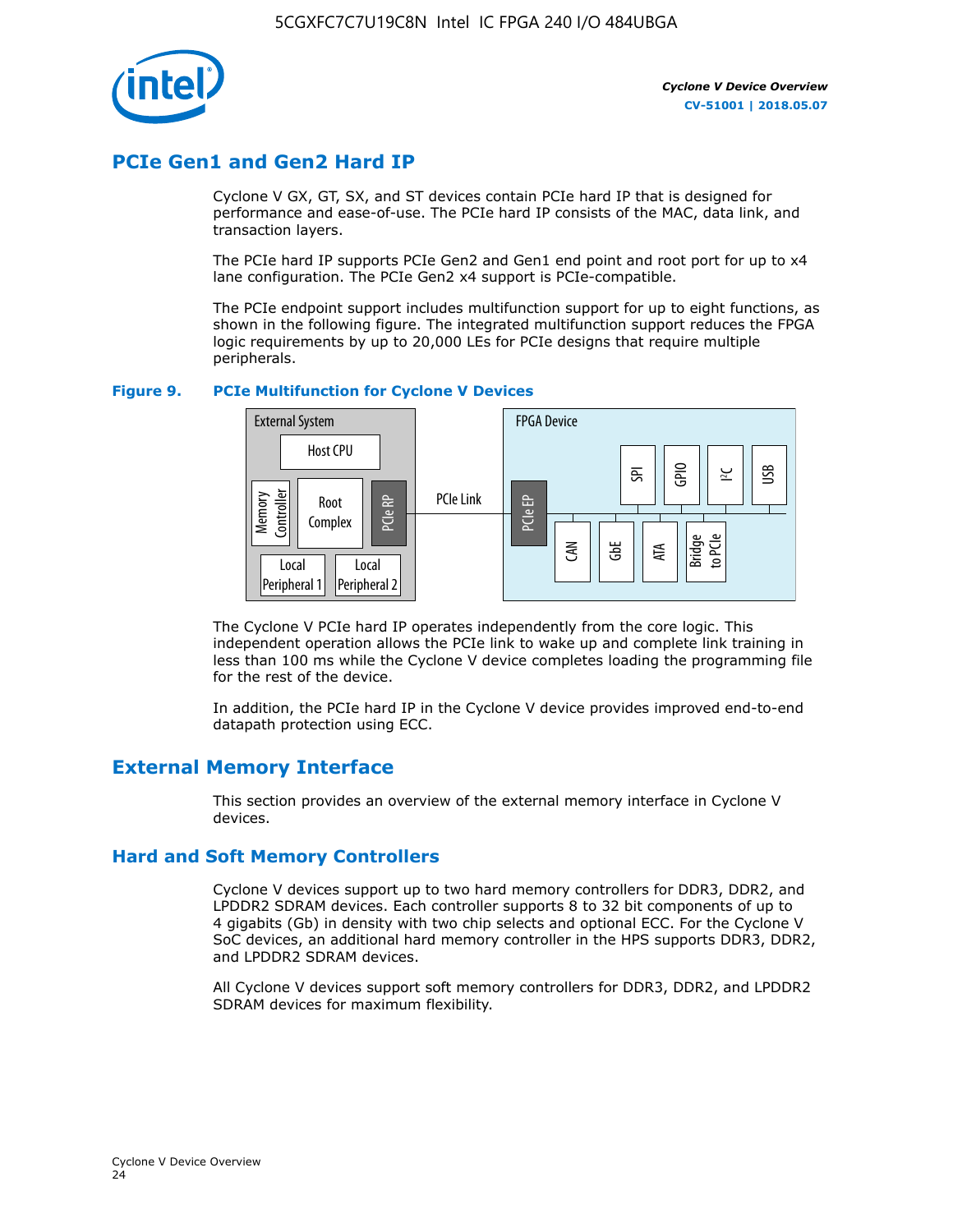## PCIe Gen1 and Gen2 Hard IP

Cyclone V GX, GT, SX, and ST devices contain PCIe hard IP that is designed for performance and ease-of-use. The PCIe hard IP consists of the MAC, data link, and transaction layers.

The PCIe hard IP supports PCIe Gen2 and Gen1 end point and root port for up to x4 lane configuration. The PCIe Gen2 x4 support is PCIe-compatible.

The PCIe endpoint support includes multifunction support for up to eight functions, as shown in the following figure. The integrated multifunction support reduces the FPGA logic requirements by up to 20,000 LEs for PCIe designs that require multiple peripherals.

**Figure 9. PCIe Multifunction for Cyclone V Devices**

The Cyclone V PCIe hard IP operates independently from the core logic. This independent operation allows the PCIe link to wake up and complete link training in less than 100 ms while the Cyclone V device completes loading the programming file for the rest of the device.

In addition, the PCIe hard IP in the Cyclone V device provides improved end-to-end datapath protection using ECC.

## External Memory Interface

This section provides an overview of the external memory interface in Cyclone V devices.

### Hard and Soft Memory Controllers

Cyclone V devices support up to two hard memory controllers for DDR3, DDR2, and LPDDR2 SDRAM devices. Each controller supports 8 to 32 bit components of up to 4 gigabits (Gb) in density with two chip selects and optional ECC. For the Cyclone V SoC devices, an additional hard memory controller in the HPS supports DDR3, DDR2, and LPDDR2 SDRAM devices.

All Cyclone V devices support soft memory controllers for DDR3, DDR2, and LPDDR2 SDRAM devices for maximum flexibility.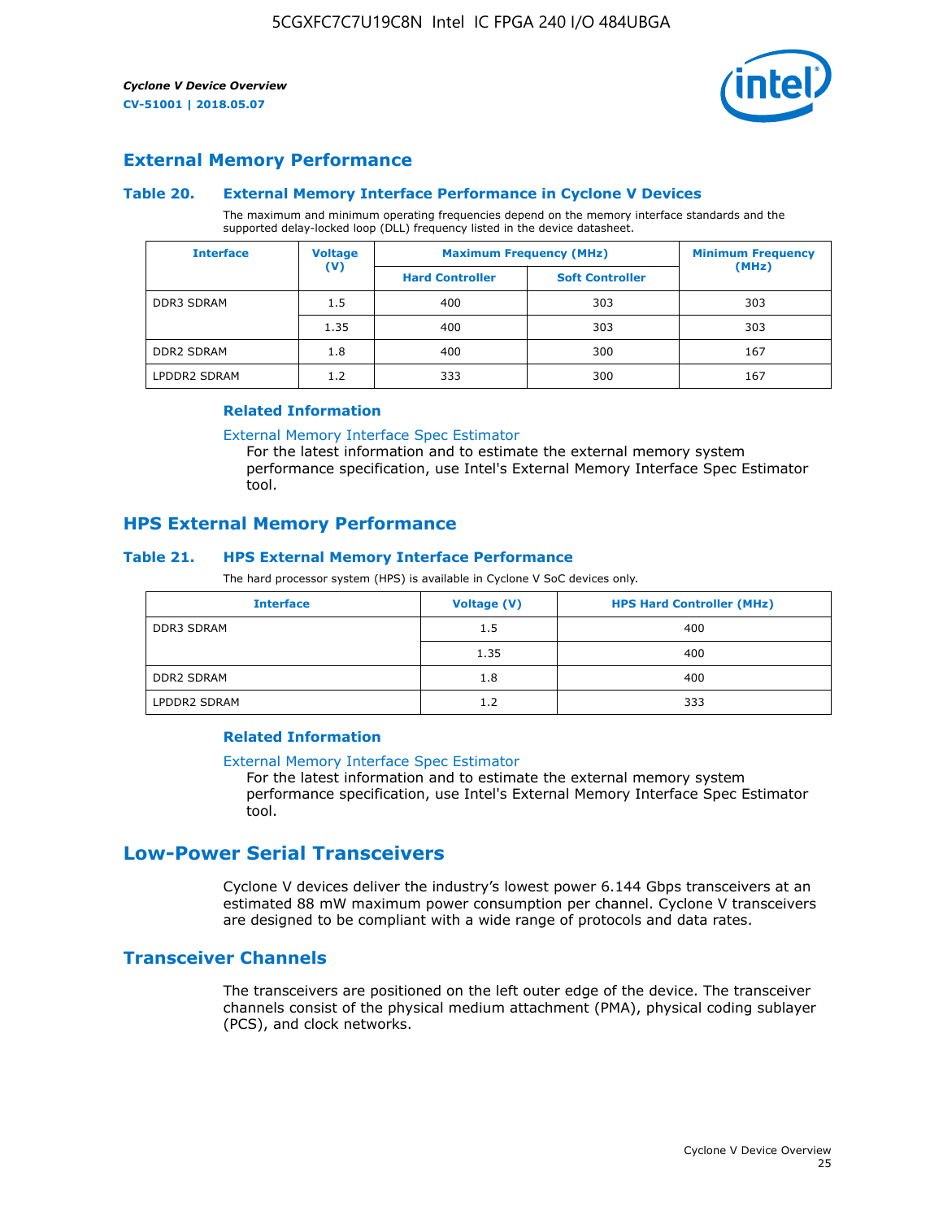## External Memory Performance

### Table 20. External Memory Interface Performance in Cyclone V Devices

The maximum and minimum operating frequencies depend on the memory interface standards and the supported delay-locked loop (DLL) frequency listed in the device datasheet.

| Interface | Voltage (V) | Maximum Frequency (MHz) | | Minimum Frequency (MHz) |
|---|---|---|---|---|
| | | Hard Controller | Soft Controller | |
| DDR3 SDRAM | 1.5 | 400 | 303 | 303 |
| | 1.35 | 400 | 303 | 303 |
| DDR2 SDRAM | 1.8 | 400 | 300 | 167 |
| LPDDR2 SDRAM | 1.2 | 333 | 300 | 167 |

#### Related Information

External Memory Interface Spec Estimator
For the latest information and to estimate the external memory system performance specification, use Intel's External Memory Interface Spec Estimator tool.

## HPS External Memory Performance

### Table 21. HPS External Memory Interface Performance

The hard processor system (HPS) is available in Cyclone V SoC devices only.

| Interface | Voltage (V) | HPS Hard Controller (MHz) |
|---|---|---|
| DDR3 SDRAM | 1.5 | 400 |
| | 1.35 | 400 |
| DDR2 SDRAM | 1.8 | 400 |
| LPDDR2 SDRAM | 1.2 | 333 |

#### Related Information

External Memory Interface Spec Estimator
For the latest information and to estimate the external memory system performance specification, use Intel's External Memory Interface Spec Estimator tool.

# Low-Power Serial Transceivers

Cyclone V devices deliver the industry's lowest power 6.144 Gbps transceivers at an estimated 88 mW maximum power consumption per channel. Cyclone V transceivers are designed to be compliant with a wide range of protocols and data rates.

## Transceiver Channels

The transceivers are positioned on the left outer edge of the device. The transceiver channels consist of the physical medium attachment (PMA), physical coding sublayer (PCS), and clock networks.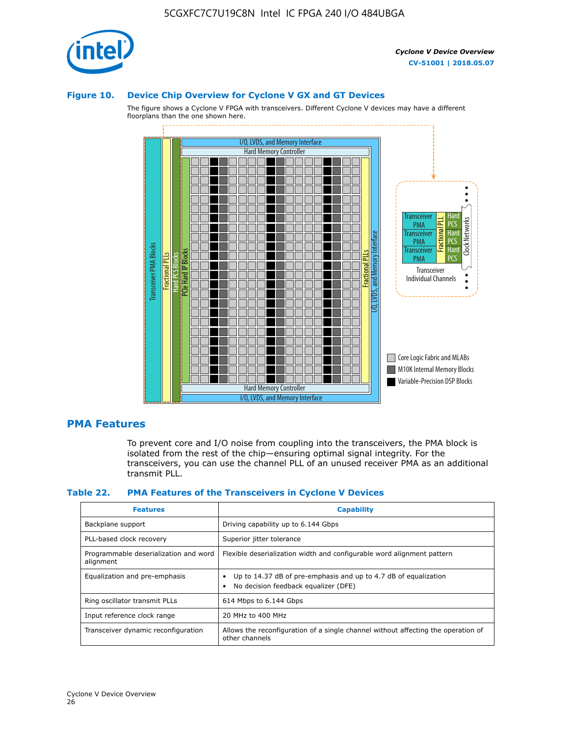### Figure 10. Device Chip Overview for Cyclone V GX and GT Devices

The figure shows a Cyclone V FPGA with transceivers. Different Cyclone V devices may have a different floorplans than the one shown here.

## PMA Features

To prevent core and I/O noise from coupling into the transceivers, the PMA block is isolated from the rest of the chip—ensuring optimal signal integrity. For the transceivers, you can use the channel PLL of an unused receiver PMA as an additional transmit PLL.

### Table 22. PMA Features of the Transceivers in Cyclone V Devices

| Features | Capability |
|---|---|
| Backplane support | Driving capability up to 6.144 Gbps |
| PLL-based clock recovery | Superior jitter tolerance |
| Programmable deserialization and word alignment | Flexible deserialization width and configurable word alignment pattern |
| Equalization and pre-emphasis | • Up to 14.37 dB of pre-emphasis and up to 4.7 dB of equalization<br>• No decision feedback equalizer (DFE) |
| Ring oscillator transmit PLLs | 614 Mbps to 6.144 Gbps |
| Input reference clock range | 20 MHz to 400 MHz |
| Transceiver dynamic reconfiguration | Allows the reconfiguration of a single channel without affecting the operation of other channels |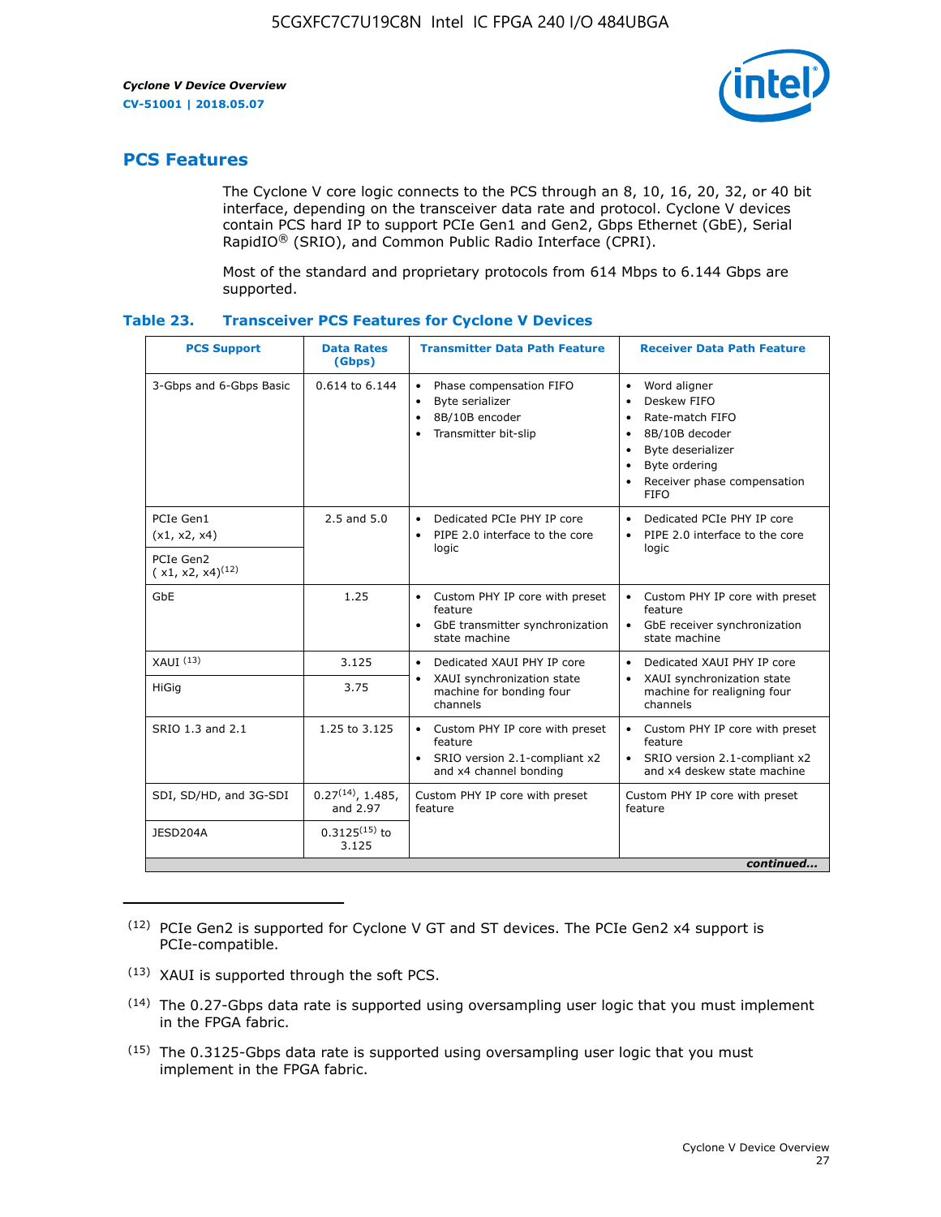## PCS Features

The Cyclone V core logic connects to the PCS through an 8, 10, 16, 20, 32, or 40 bit interface, depending on the transceiver data rate and protocol. Cyclone V devices contain PCS hard IP to support PCIe Gen1 and Gen2, Gbps Ethernet (GbE), Serial RapidIO® (SRIO), and Common Public Radio Interface (CPRI).

Most of the standard and proprietary protocols from 614 Mbps to 6.144 Gbps are supported.

### Table 23. Transceiver PCS Features for Cyclone V Devices

| PCS Support | Data Rates (Gbps) | Transmitter Data Path Feature | Receiver Data Path Feature |
|---|---|---|---|
| 3-Gbps and 6-Gbps Basic | 0.614 to 6.144 | • Phase compensation FIFO<br>• Byte serializer<br>• 8B/10B encoder<br>• Transmitter bit-slip | • Word aligner<br>• Deskew FIFO<br>• Rate-match FIFO<br>• 8B/10B decoder<br>• Byte deserializer<br>• Byte ordering<br>• Receiver phase compensation FIFO |
| PCIe Gen1 (x1, x2, x4) | 2.5 and 5.0 | • Dedicated PCIe PHY IP core<br>• PIPE 2.0 interface to the core logic | • Dedicated PCIe PHY IP core<br>• PIPE 2.0 interface to the core logic |
| PCIe Gen2 ( x1, x2, x4)[12] | | | |
| GbE | 1.25 | • Custom PHY IP core with preset feature<br>• GbE transmitter synchronization state machine | • Custom PHY IP core with preset feature<br>• GbE receiver synchronization state machine |
| XAUI [13] | 3.125 | • Dedicated XAUI PHY IP core<br>• XAUI synchronization state machine for bonding four channels | • Dedicated XAUI PHY IP core<br>• XAUI synchronization state machine for realigning four channels |
| HiGig | 3.75 | | |
| SRIO 1.3 and 2.1 | 1.25 to 3.125 | • Custom PHY IP core with preset feature<br>• SRIO version 2.1-compliant x2 and x4 channel bonding | • Custom PHY IP core with preset feature<br>• SRIO version 2.1-compliant x2 and x4 deskew state machine |
| SDI, SD/HD, and 3G-SDI | 0.27[14], 1.485, and 2.97 | Custom PHY IP core with preset feature | Custom PHY IP core with preset feature |
| JESD204A | 0.3125[15] to 3.125 | | |

*continued...*

(12) PCIe Gen2 is supported for Cyclone V GT and ST devices. The PCIe Gen2 x4 support is PCIe-compatible.

(13) XAUI is supported through the soft PCS.

(14) The 0.27-Gbps data rate is supported using oversampling user logic that you must implement in the FPGA fabric.

(15) The 0.3125-Gbps data rate is supported using oversampling user logic that you must implement in the FPGA fabric.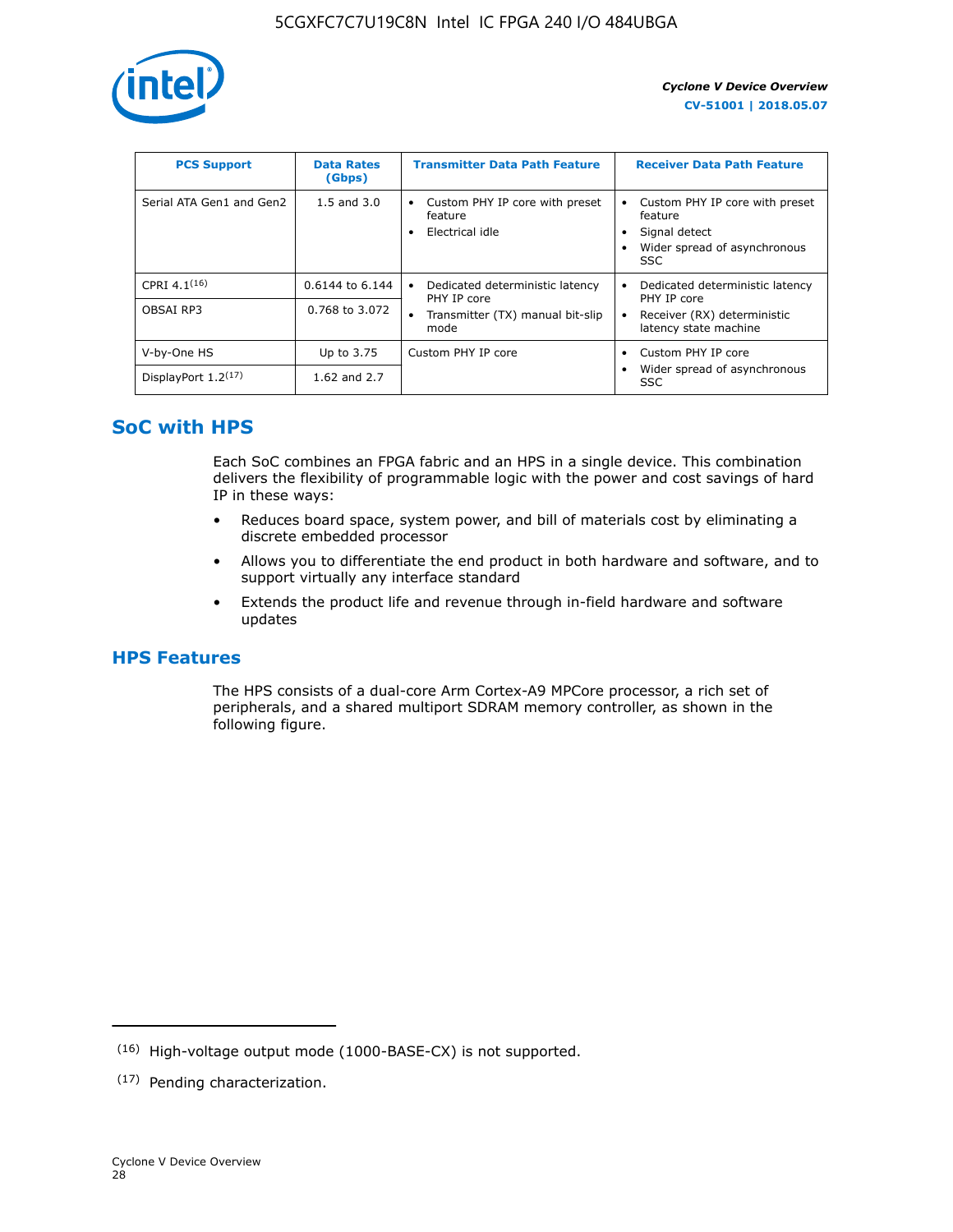| PCS Support | Data Rates (Gbps) | Transmitter Data Path Feature | Receiver Data Path Feature |
| --- | --- | --- | --- |
| Serial ATA Gen1 and Gen2 | 1.5 and 3.0 | • Custom PHY IP core with preset feature<br>• Electrical idle | • Custom PHY IP core with preset feature<br>• Signal detect<br>• Wider spread of asynchronous SSC |
| CPRI 4.1[16] | 0.6144 to 6.144 | • Dedicated deterministic latency PHY IP core<br>• Transmitter (TX) manual bit-slip mode | • Dedicated deterministic latency PHY IP core<br>• Receiver (RX) deterministic latency state machine |
| OBSAI RP3 | 0.768 to 3.072 | | |
| V-by-One HS | Up to 3.75 | Custom PHY IP core | • Custom PHY IP core<br>• Wider spread of asynchronous SSC |
| DisplayPort 1.2[17] | 1.62 and 2.7 | | |

## SoC with HPS

Each SoC combines an FPGA fabric and an HPS in a single device. This combination delivers the flexibility of programmable logic with the power and cost savings of hard IP in these ways:

- Reduces board space, system power, and bill of materials cost by eliminating a discrete embedded processor
- Allows you to differentiate the end product in both hardware and software, and to support virtually any interface standard
- Extends the product life and revenue through in-field hardware and software updates

## HPS Features

The HPS consists of a dual-core Arm Cortex-A9 MPCore processor, a rich set of peripherals, and a shared multiport SDRAM memory controller, as shown in the following figure.

---

(16) High-voltage output mode (1000-BASE-CX) is not supported.

(17) Pending characterization.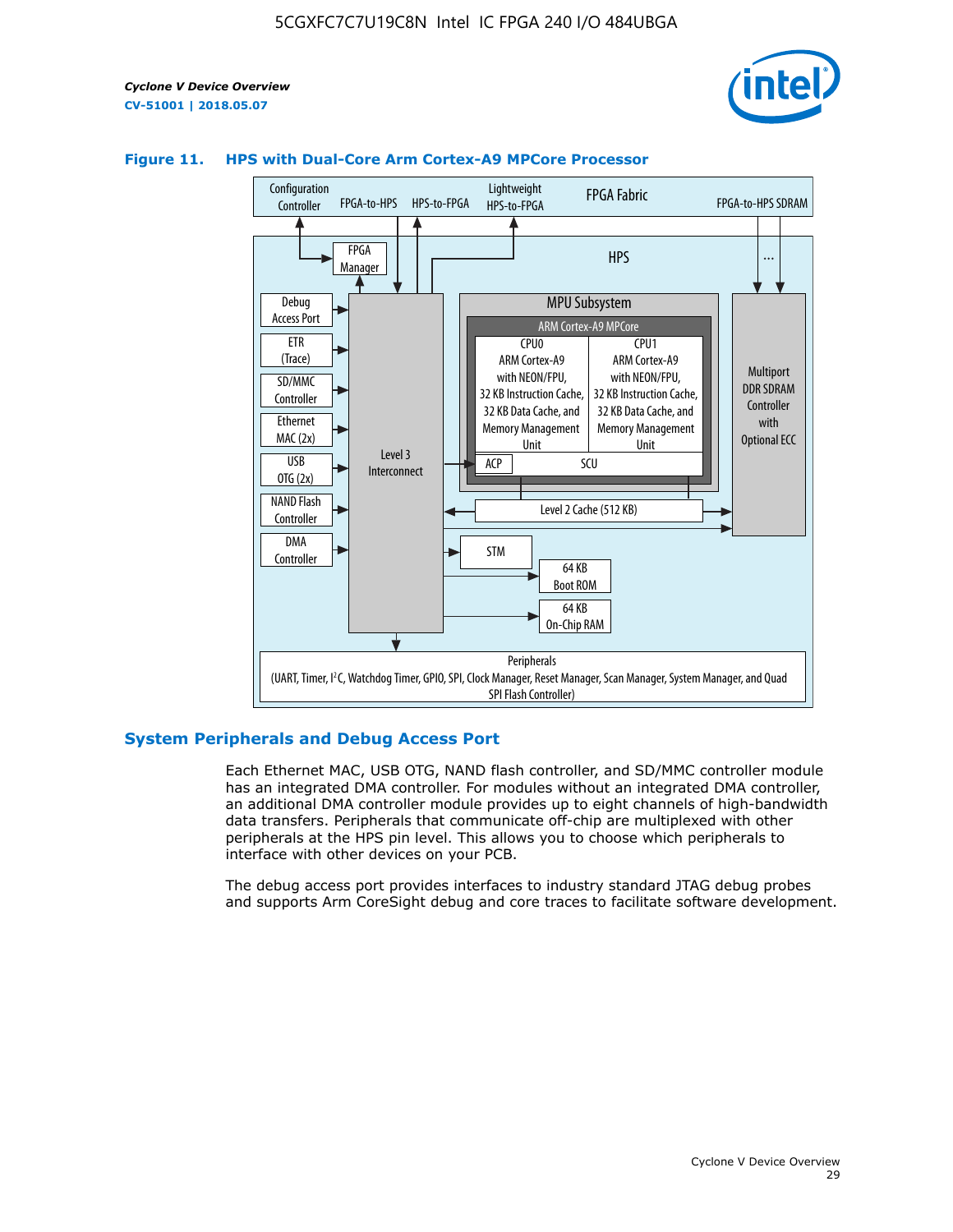**Figure 11. HPS with Dual-Core Arm Cortex-A9 MPCore Processor**

Configuration Controller | FPGA-to-HPS | HPS-to-FPGA | Lightweight HPS-to-FPGA | FPGA Fabric | FPGA-to-HPS SDRAM

HPS

FPGA Manager

Debug Access Port

ETR (Trace)

SD/MMC Controller

Ethernet MAC (2x)

USB OTG (2x)

NAND Flash Controller

DMA Controller

Level 3 Interconnect

MPU Subsystem

ARM Cortex-A9 MPCore

CPU0: ARM Cortex-A9 with NEON/FPU, 32 KB Instruction Cache, 32 KB Data Cache, and Memory Management Unit

CPU1: ARM Cortex-A9 with NEON/FPU, 32 KB Instruction Cache, 32 KB Data Cache, and Memory Management Unit

ACP | SCU

Level 2 Cache (512 KB)

Multiport DDR SDRAM Controller with Optional ECC

STM

64 KB Boot ROM

64 KB On-Chip RAM

Peripherals (UART, Timer, I²C, Watchdog Timer, GPIO, SPI, Clock Manager, Reset Manager, Scan Manager, System Manager, and Quad SPI Flash Controller)

## System Peripherals and Debug Access Port

Each Ethernet MAC, USB OTG, NAND flash controller, and SD/MMC controller module has an integrated DMA controller. For modules without an integrated DMA controller, an additional DMA controller module provides up to eight channels of high-bandwidth data transfers. Peripherals that communicate off-chip are multiplexed with other peripherals at the HPS pin level. This allows you to choose which peripherals to interface with other devices on your PCB.

The debug access port provides interfaces to industry standard JTAG debug probes and supports Arm CoreSight debug and core traces to facilitate software development.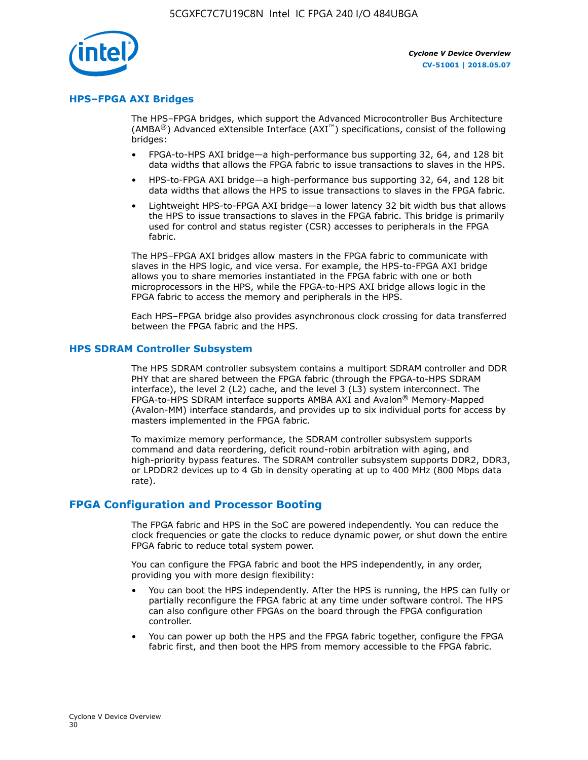## HPS–FPGA AXI Bridges

The HPS–FPGA bridges, which support the Advanced Microcontroller Bus Architecture (AMBA®) Advanced eXtensible Interface (AXI™) specifications, consist of the following bridges:

- FPGA-to-HPS AXI bridge—a high-performance bus supporting 32, 64, and 128 bit data widths that allows the FPGA fabric to issue transactions to slaves in the HPS.
- HPS-to-FPGA AXI bridge—a high-performance bus supporting 32, 64, and 128 bit data widths that allows the HPS to issue transactions to slaves in the FPGA fabric.
- Lightweight HPS-to-FPGA AXI bridge—a lower latency 32 bit width bus that allows the HPS to issue transactions to slaves in the FPGA fabric. This bridge is primarily used for control and status register (CSR) accesses to peripherals in the FPGA fabric.

The HPS–FPGA AXI bridges allow masters in the FPGA fabric to communicate with slaves in the HPS logic, and vice versa. For example, the HPS-to-FPGA AXI bridge allows you to share memories instantiated in the FPGA fabric with one or both microprocessors in the HPS, while the FPGA-to-HPS AXI bridge allows logic in the FPGA fabric to access the memory and peripherals in the HPS.

Each HPS–FPGA bridge also provides asynchronous clock crossing for data transferred between the FPGA fabric and the HPS.

## HPS SDRAM Controller Subsystem

The HPS SDRAM controller subsystem contains a multiport SDRAM controller and DDR PHY that are shared between the FPGA fabric (through the FPGA-to-HPS SDRAM interface), the level 2 (L2) cache, and the level 3 (L3) system interconnect. The FPGA-to-HPS SDRAM interface supports AMBA AXI and Avalon® Memory-Mapped (Avalon-MM) interface standards, and provides up to six individual ports for access by masters implemented in the FPGA fabric.

To maximize memory performance, the SDRAM controller subsystem supports command and data reordering, deficit round-robin arbitration with aging, and high-priority bypass features. The SDRAM controller subsystem supports DDR2, DDR3, or LPDDR2 devices up to 4 Gb in density operating at up to 400 MHz (800 Mbps data rate).

# FPGA Configuration and Processor Booting

The FPGA fabric and HPS in the SoC are powered independently. You can reduce the clock frequencies or gate the clocks to reduce dynamic power, or shut down the entire FPGA fabric to reduce total system power.

You can configure the FPGA fabric and boot the HPS independently, in any order, providing you with more design flexibility:

- You can boot the HPS independently. After the HPS is running, the HPS can fully or partially reconfigure the FPGA fabric at any time under software control. The HPS can also configure other FPGAs on the board through the FPGA configuration controller.
- You can power up both the HPS and the FPGA fabric together, configure the FPGA fabric first, and then boot the HPS from memory accessible to the FPGA fabric.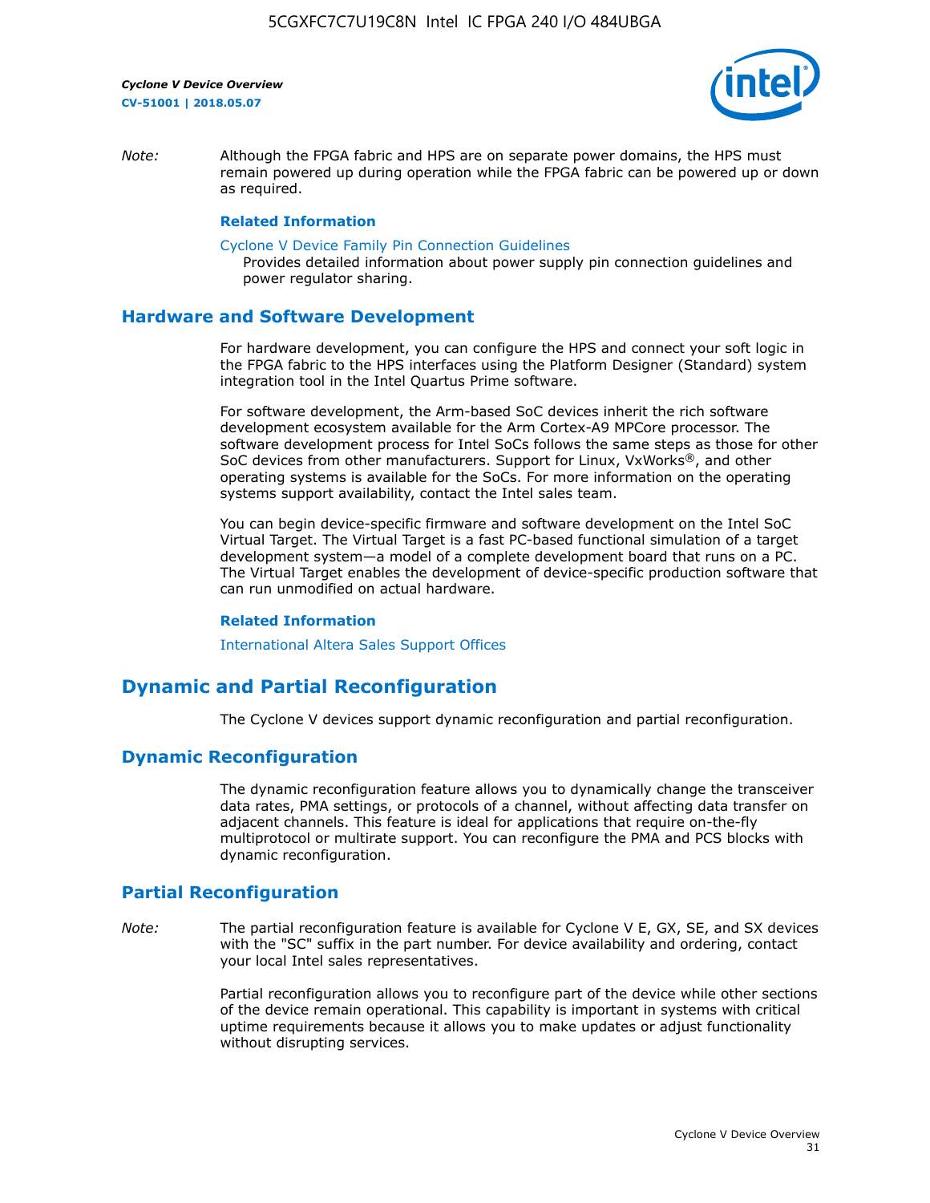*Note:* Although the FPGA fabric and HPS are on separate power domains, the HPS must remain powered up during operation while the FPGA fabric can be powered up or down as required.

**Related Information**

Cyclone V Device Family Pin Connection Guidelines
Provides detailed information about power supply pin connection guidelines and power regulator sharing.

## Hardware and Software Development

For hardware development, you can configure the HPS and connect your soft logic in the FPGA fabric to the HPS interfaces using the Platform Designer (Standard) system integration tool in the Intel Quartus Prime software.

For software development, the Arm-based SoC devices inherit the rich software development ecosystem available for the Arm Cortex-A9 MPCore processor. The software development process for Intel SoCs follows the same steps as those for other SoC devices from other manufacturers. Support for Linux, VxWorks®, and other operating systems is available for the SoCs. For more information on the operating systems support availability, contact the Intel sales team.

You can begin device-specific firmware and software development on the Intel SoC Virtual Target. The Virtual Target is a fast PC-based functional simulation of a target development system—a model of a complete development board that runs on a PC. The Virtual Target enables the development of device-specific production software that can run unmodified on actual hardware.

**Related Information**

International Altera Sales Support Offices

# Dynamic and Partial Reconfiguration

The Cyclone V devices support dynamic reconfiguration and partial reconfiguration.

## Dynamic Reconfiguration

The dynamic reconfiguration feature allows you to dynamically change the transceiver data rates, PMA settings, or protocols of a channel, without affecting data transfer on adjacent channels. This feature is ideal for applications that require on-the-fly multiprotocol or multirate support. You can reconfigure the PMA and PCS blocks with dynamic reconfiguration.

## Partial Reconfiguration

*Note:* The partial reconfiguration feature is available for Cyclone V E, GX, SE, and SX devices with the "SC" suffix in the part number. For device availability and ordering, contact your local Intel sales representatives.

Partial reconfiguration allows you to reconfigure part of the device while other sections of the device remain operational. This capability is important in systems with critical uptime requirements because it allows you to make updates or adjust functionality without disrupting services.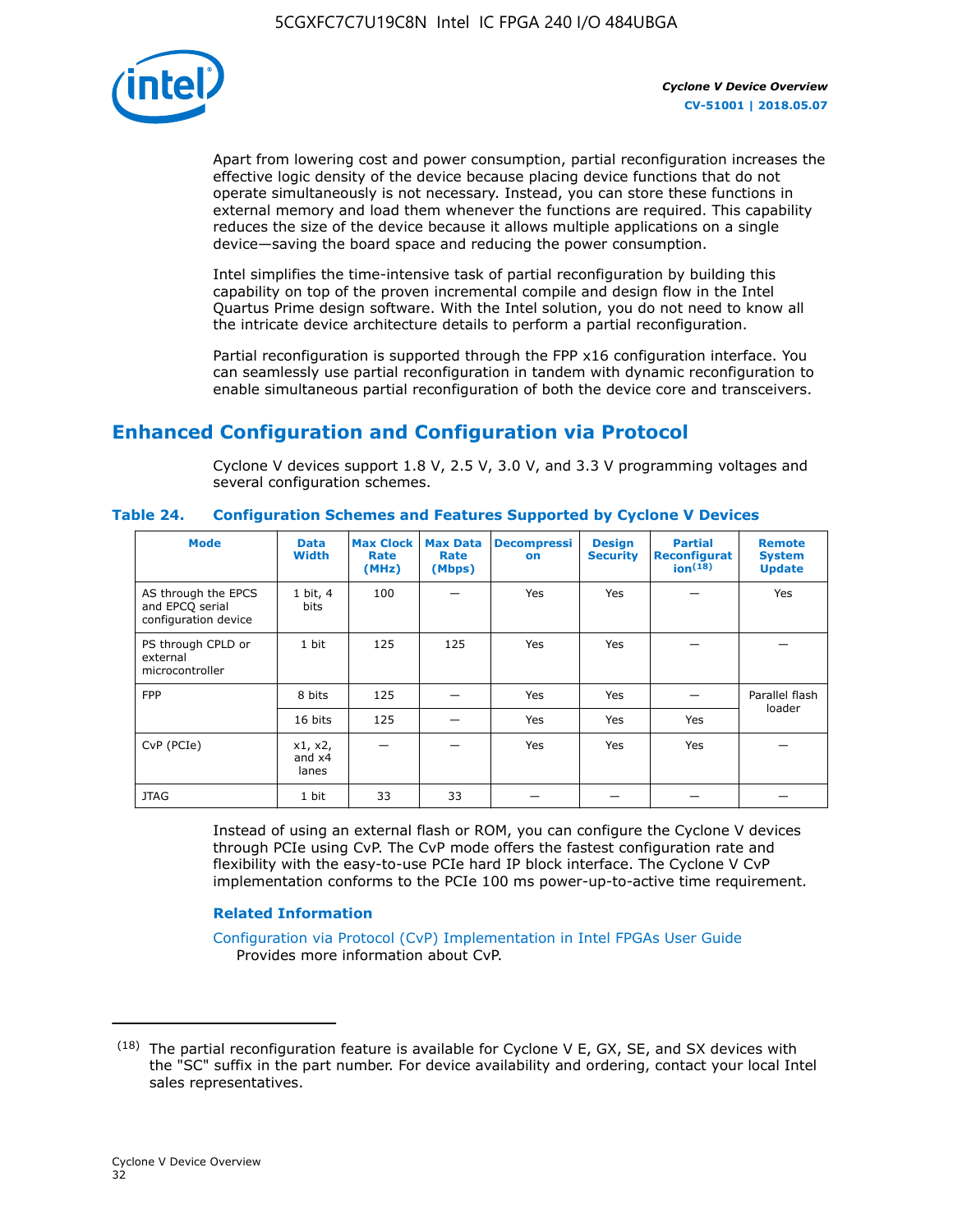Apart from lowering cost and power consumption, partial reconfiguration increases the effective logic density of the device because placing device functions that do not operate simultaneously is not necessary. Instead, you can store these functions in external memory and load them whenever the functions are required. This capability reduces the size of the device because it allows multiple applications on a single device—saving the board space and reducing the power consumption.

Intel simplifies the time-intensive task of partial reconfiguration by building this capability on top of the proven incremental compile and design flow in the Intel Quartus Prime design software. With the Intel solution, you do not need to know all the intricate device architecture details to perform a partial reconfiguration.

Partial reconfiguration is supported through the FPP x16 configuration interface. You can seamlessly use partial reconfiguration in tandem with dynamic reconfiguration to enable simultaneous partial reconfiguration of both the device core and transceivers.

## Enhanced Configuration and Configuration via Protocol

Cyclone V devices support 1.8 V, 2.5 V, 3.0 V, and 3.3 V programming voltages and several configuration schemes.

**Table 24. Configuration Schemes and Features Supported by Cyclone V Devices**

| Mode | Data Width | Max Clock Rate (MHz) | Max Data Rate (Mbps) | Decompression | Design Security | Partial Reconfiguration[18] | Remote System Update |
|---|---|---|---|---|---|---|---|
| AS through the EPCS and EPCQ serial configuration device | 1 bit, 4 bits | 100 | — | Yes | Yes | — | Yes |
| PS through CPLD or external microcontroller | 1 bit | 125 | 125 | Yes | Yes | — | — |
| FPP | 8 bits | 125 | — | Yes | Yes | — | Parallel flash loader |
| | 16 bits | 125 | — | Yes | Yes | Yes | |
| CvP (PCIe) | x1, x2, and x4 lanes | — | — | Yes | Yes | Yes | — |
| JTAG | 1 bit | 33 | 33 | — | — | — | — |

Instead of using an external flash or ROM, you can configure the Cyclone V devices through PCIe using CvP. The CvP mode offers the fastest configuration rate and flexibility with the easy-to-use PCIe hard IP block interface. The Cyclone V CvP implementation conforms to the PCIe 100 ms power-up-to-active time requirement.

### Related Information

Configuration via Protocol (CvP) Implementation in Intel FPGAs User Guide
Provides more information about CvP.

---

(18) The partial reconfiguration feature is available for Cyclone V E, GX, SE, and SX devices with the "SC" suffix in the part number. For device availability and ordering, contact your local Intel sales representatives.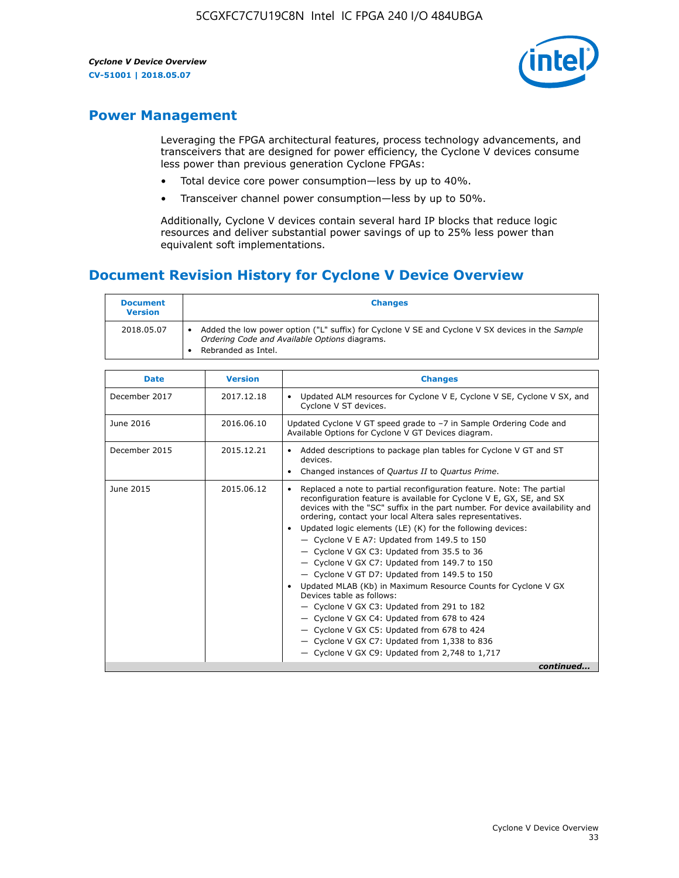## Power Management

Leveraging the FPGA architectural features, process technology advancements, and transceivers that are designed for power efficiency, the Cyclone V devices consume less power than previous generation Cyclone FPGAs:

- Total device core power consumption—less by up to 40%.
- Transceiver channel power consumption—less by up to 50%.

Additionally, Cyclone V devices contain several hard IP blocks that reduce logic resources and deliver substantial power savings of up to 25% less power than equivalent soft implementations.

## Document Revision History for Cyclone V Device Overview

| Document Version | Changes |
|---|---|
| 2018.05.07 | • Added the low power option ("L" suffix) for Cyclone V SE and Cyclone V SX devices in the *Sample Ordering Code and Available Options* diagrams.<br>• Rebranded as Intel. |

| Date | Version | Changes |
|---|---|---|
| December 2017 | 2017.12.18 | • Updated ALM resources for Cyclone V E, Cyclone V SE, Cyclone V SX, and Cyclone V ST devices. |
| June 2016 | 2016.06.10 | Updated Cyclone V GT speed grade to –7 in Sample Ordering Code and Available Options for Cyclone V GT Devices diagram. |
| December 2015 | 2015.12.21 | • Added descriptions to package plan tables for Cyclone V GT and ST devices.<br>• Changed instances of *Quartus II* to *Quartus Prime*. |
| June 2015 | 2015.06.12 | • Replaced a note to partial reconfiguration feature. Note: The partial reconfiguration feature is available for Cyclone V E, GX, SE, and SX devices with the "SC" suffix in the part number. For device availability and ordering, contact your local Altera sales representatives.<br>• Updated logic elements (LE) (K) for the following devices:<br>— Cyclone V E A7: Updated from 149.5 to 150<br>— Cyclone V GX C3: Updated from 35.5 to 36<br>— Cyclone V GX C7: Updated from 149.7 to 150<br>— Cyclone V GT D7: Updated from 149.5 to 150<br>• Updated MLAB (Kb) in Maximum Resource Counts for Cyclone V GX Devices table as follows:<br>— Cyclone V GX C3: Updated from 291 to 182<br>— Cyclone V GX C4: Updated from 678 to 424<br>— Cyclone V GX C5: Updated from 678 to 424<br>— Cyclone V GX C7: Updated from 1,338 to 836<br>— Cyclone V GX C9: Updated from 2,748 to 1,717 |

*continued...*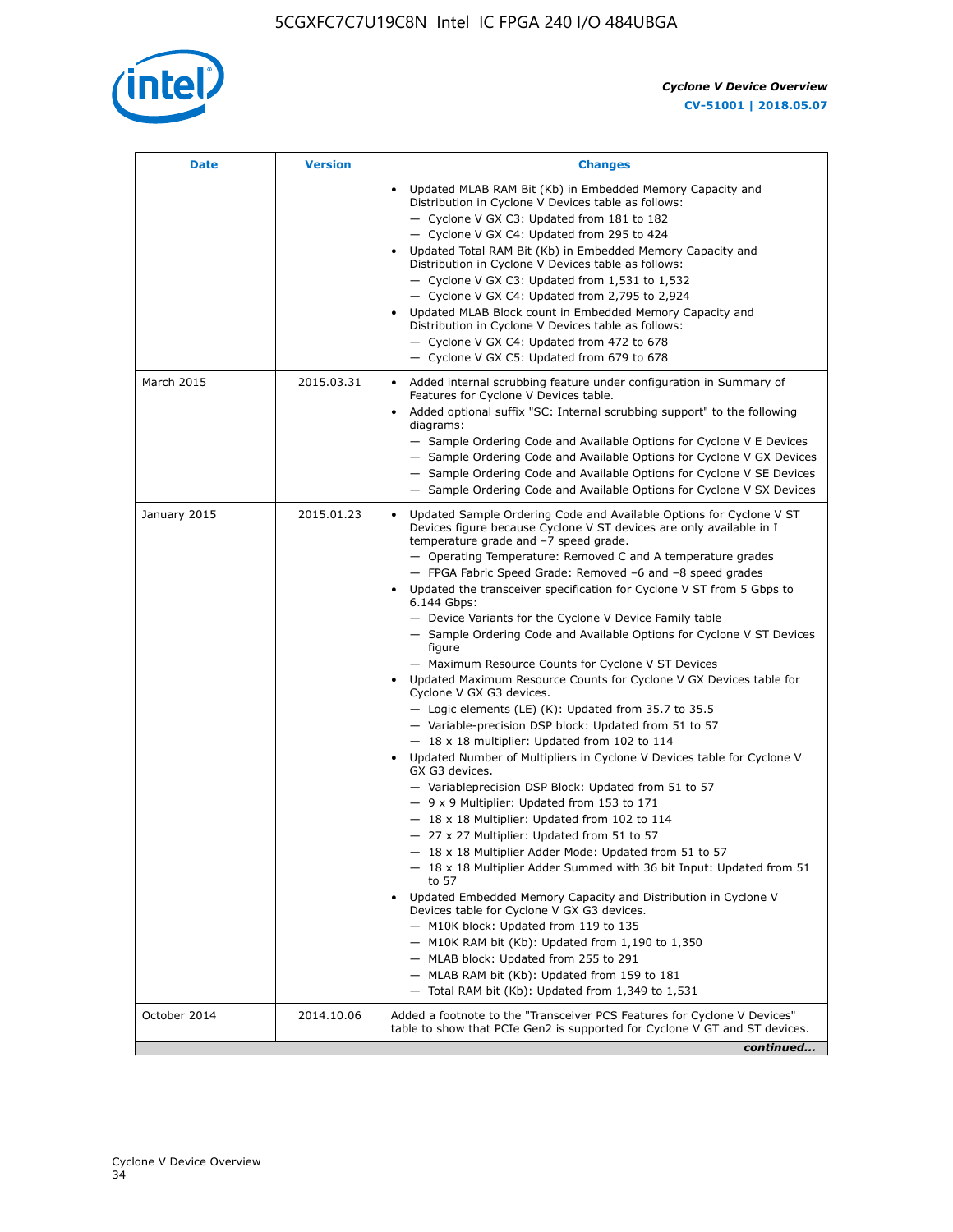| Date | Version | Changes |
|---|---|---|
| | | • Updated MLAB RAM Bit (Kb) in Embedded Memory Capacity and Distribution in Cyclone V Devices table as follows:<br>— Cyclone V GX C3: Updated from 181 to 182<br>— Cyclone V GX C4: Updated from 295 to 424<br>• Updated Total RAM Bit (Kb) in Embedded Memory Capacity and Distribution in Cyclone V Devices table as follows:<br>— Cyclone V GX C3: Updated from 1,531 to 1,532<br>— Cyclone V GX C4: Updated from 2,795 to 2,924<br>• Updated MLAB Block count in Embedded Memory Capacity and Distribution in Cyclone V Devices table as follows:<br>— Cyclone V GX C4: Updated from 472 to 678<br>— Cyclone V GX C5: Updated from 679 to 678 |
| March 2015 | 2015.03.31 | • Added internal scrubbing feature under configuration in Summary of Features for Cyclone V Devices table.<br>• Added optional suffix "SC: Internal scrubbing support" to the following diagrams:<br>— Sample Ordering Code and Available Options for Cyclone V E Devices<br>— Sample Ordering Code and Available Options for Cyclone V GX Devices<br>— Sample Ordering Code and Available Options for Cyclone V SE Devices<br>— Sample Ordering Code and Available Options for Cyclone V SX Devices |
| January 2015 | 2015.01.23 | • Updated Sample Ordering Code and Available Options for Cyclone V ST Devices figure because Cyclone V ST devices are only available in I temperature grade and −7 speed grade.<br>— Operating Temperature: Removed C and A temperature grades<br>— FPGA Fabric Speed Grade: Removed −6 and −8 speed grades<br>• Updated the transceiver specification for Cyclone V ST from 5 Gbps to 6.144 Gbps:<br>— Device Variants for the Cyclone V Device Family table<br>— Sample Ordering Code and Available Options for Cyclone V ST Devices figure<br>— Maximum Resource Counts for Cyclone V ST Devices<br>• Updated Maximum Resource Counts for Cyclone V GX Devices table for Cyclone V GX G3 devices.<br>— Logic elements (LE) (K): Updated from 35.7 to 35.5<br>— Variable-precision DSP block: Updated from 51 to 57<br>— 18 x 18 multiplier: Updated from 102 to 114<br>• Updated Number of Multipliers in Cyclone V Devices table for Cyclone V GX G3 devices.<br>— Variableprecision DSP Block: Updated from 51 to 57<br>— 9 x 9 Multiplier: Updated from 153 to 171<br>— 18 x 18 Multiplier: Updated from 102 to 114<br>— 27 x 27 Multiplier: Updated from 51 to 57<br>— 18 x 18 Multiplier Adder Mode: Updated from 51 to 57<br>— 18 x 18 Multiplier Adder Summed with 36 bit Input: Updated from 51 to 57<br>• Updated Embedded Memory Capacity and Distribution in Cyclone V Devices table for Cyclone V GX G3 devices.<br>— M10K block: Updated from 119 to 135<br>— M10K RAM bit (Kb): Updated from 1,190 to 1,350<br>— MLAB block: Updated from 255 to 291<br>— MLAB RAM bit (Kb): Updated from 159 to 181<br>— Total RAM bit (Kb): Updated from 1,349 to 1,531 |
| October 2014 | 2014.10.06 | Added a footnote to the "Transceiver PCS Features for Cyclone V Devices" table to show that PCIe Gen2 is supported for Cyclone V GT and ST devices. |

*continued...*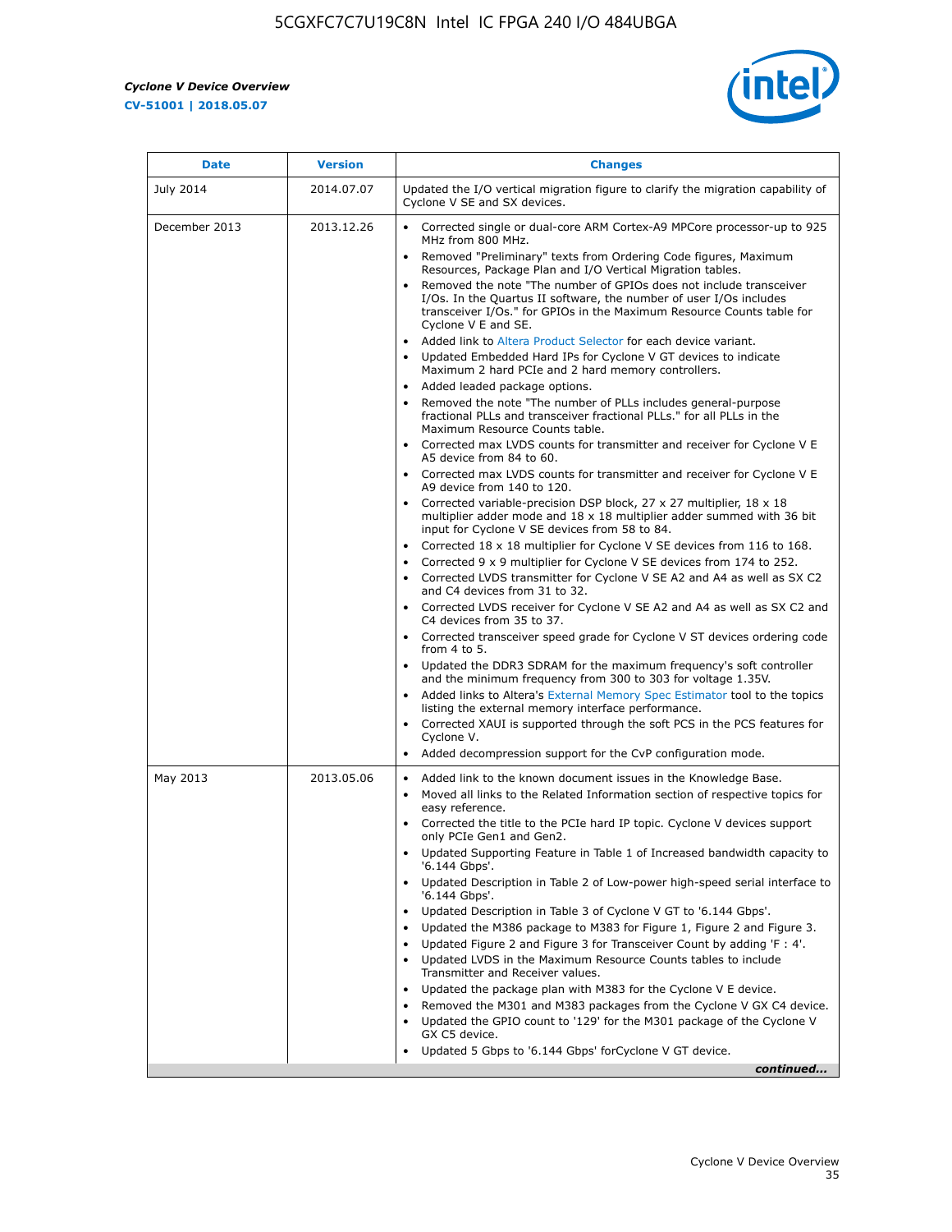| Date | Version | Changes |
| --- | --- | --- |
| July 2014 | 2014.07.07 | Updated the I/O vertical migration figure to clarify the migration capability of Cyclone V SE and SX devices. |
| December 2013 | 2013.12.26 | • Corrected single or dual-core ARM Cortex-A9 MPCore processor-up to 925 MHz from 800 MHz.<br>• Removed "Preliminary" texts from Ordering Code figures, Maximum Resources, Package Plan and I/O Vertical Migration tables.<br>• Removed the note "The number of GPIOs does not include transceiver I/Os. In the Quartus II software, the number of user I/Os includes transceiver I/Os." for GPIOs in the Maximum Resource Counts table for Cyclone V E and SE.<br>• Added link to Altera Product Selector for each device variant.<br>• Updated Embedded Hard IPs for Cyclone V GT devices to indicate Maximum 2 hard PCIe and 2 hard memory controllers.<br>• Added leaded package options.<br>• Removed the note "The number of PLLs includes general-purpose fractional PLLs and transceiver fractional PLLs." for all PLLs in the Maximum Resource Counts table.<br>• Corrected max LVDS counts for transmitter and receiver for Cyclone V E A5 device from 84 to 60.<br>• Corrected max LVDS counts for transmitter and receiver for Cyclone V E A9 device from 140 to 120.<br>• Corrected variable-precision DSP block, 27 x 27 multiplier, 18 x 18 multiplier adder mode and 18 x 18 multiplier adder summed with 36 bit input for Cyclone V SE devices from 58 to 84.<br>• Corrected 18 x 18 multiplier for Cyclone V SE devices from 116 to 168.<br>• Corrected 9 x 9 multiplier for Cyclone V SE devices from 174 to 252.<br>• Corrected LVDS transmitter for Cyclone V SE A2 and A4 as well as SX C2 and C4 devices from 31 to 32.<br>• Corrected LVDS receiver for Cyclone V SE A2 and A4 as well as SX C2 and C4 devices from 35 to 37.<br>• Corrected transceiver speed grade for Cyclone V ST devices ordering code from 4 to 5.<br>• Updated the DDR3 SDRAM for the maximum frequency's soft controller and the minimum frequency from 300 to 303 for voltage 1.35V.<br>• Added links to Altera's External Memory Spec Estimator tool to the topics listing the external memory interface performance.<br>• Corrected XAUI is supported through the soft PCS in the PCS features for Cyclone V.<br>• Added decompression support for the CvP configuration mode. |
| May 2013 | 2013.05.06 | • Added link to the known document issues in the Knowledge Base.<br>• Moved all links to the Related Information section of respective topics for easy reference.<br>• Corrected the title to the PCIe hard IP topic. Cyclone V devices support only PCIe Gen1 and Gen2.<br>• Updated Supporting Feature in Table 1 of Increased bandwidth capacity to '6.144 Gbps'.<br>• Updated Description in Table 2 of Low-power high-speed serial interface to '6.144 Gbps'.<br>• Updated Description in Table 3 of Cyclone V GT to '6.144 Gbps'.<br>• Updated the M386 package to M383 for Figure 1, Figure 2 and Figure 3.<br>• Updated Figure 2 and Figure 3 for Transceiver Count by adding 'F : 4'.<br>• Updated LVDS in the Maximum Resource Counts tables to include Transmitter and Receiver values.<br>• Updated the package plan with M383 for the Cyclone V E device.<br>• Removed the M301 and M383 packages from the Cyclone V GX C4 device.<br>• Updated the GPIO count to '129' for the M301 package of the Cyclone V GX C5 device.<br>• Updated 5 Gbps to '6.144 Gbps' forCyclone V GT device. |

*continued...*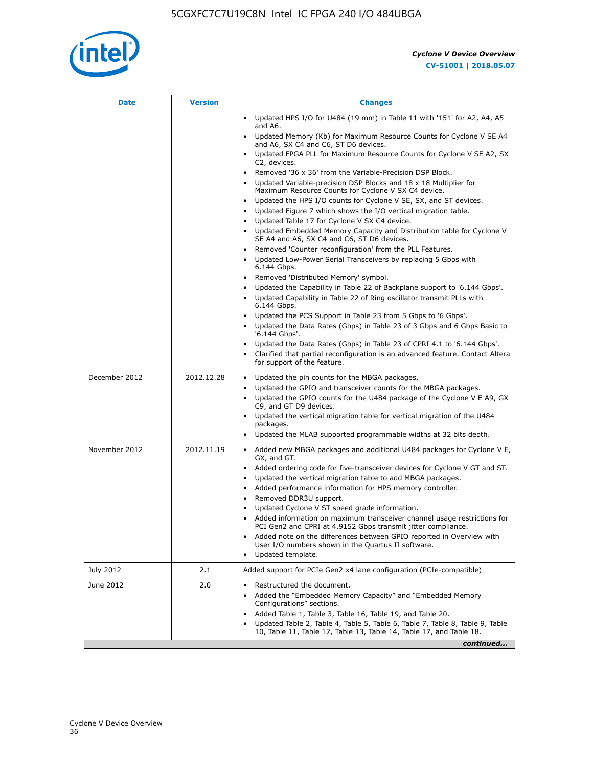| Date | Version | Changes |
| --- | --- | --- |
| | | • Updated HPS I/O for U484 (19 mm) in Table 11 with '151' for A2, A4, A5 and A6.<br>• Updated Memory (Kb) for Maximum Resource Counts for Cyclone V SE A4 and A6, SX C4 and C6, ST D6 devices.<br>• Updated FPGA PLL for Maximum Resource Counts for Cyclone V SE A2, SX C2, devices.<br>• Removed '36 x 36' from the Variable-Precision DSP Block.<br>• Updated Variable-precision DSP Blocks and 18 x 18 Multiplier for Maximum Resource Counts for Cyclone V SX C4 device.<br>• Updated the HPS I/O counts for Cyclone V SE, SX, and ST devices.<br>• Updated Figure 7 which shows the I/O vertical migration table.<br>• Updated Table 17 for Cyclone V SX C4 device.<br>• Updated Embedded Memory Capacity and Distribution table for Cyclone V SE A4 and A6, SX C4 and C6, ST D6 devices.<br>• Removed 'Counter reconfiguration' from the PLL Features.<br>• Updated Low-Power Serial Transceivers by replacing 5 Gbps with 6.144 Gbps.<br>• Removed 'Distributed Memory' symbol.<br>• Updated the Capability in Table 22 of Backplane support to '6.144 Gbps'.<br>• Updated Capability in Table 22 of Ring oscillator transmit PLLs with 6.144 Gbps.<br>• Updated the PCS Support in Table 23 from 5 Gbps to '6 Gbps'.<br>• Updated the Data Rates (Gbps) in Table 23 of 3 Gbps and 6 Gbps Basic to '6.144 Gbps'.<br>• Updated the Data Rates (Gbps) in Table 23 of CPRI 4.1 to '6.144 Gbps'.<br>• Clarified that partial reconfiguration is an advanced feature. Contact Altera for support of the feature. |
| December 2012 | 2012.12.28 | • Updated the pin counts for the MBGA packages.<br>• Updated the GPIO and transceiver counts for the MBGA packages.<br>• Updated the GPIO counts for the U484 package of the Cyclone V E A9, GX C9, and GT D9 devices.<br>• Updated the vertical migration table for vertical migration of the U484 packages.<br>• Updated the MLAB supported programmable widths at 32 bits depth. |
| November 2012 | 2012.11.19 | • Added new MBGA packages and additional U484 packages for Cyclone V E, GX, and GT.<br>• Added ordering code for five-transceiver devices for Cyclone V GT and ST.<br>• Updated the vertical migration table to add MBGA packages.<br>• Added performance information for HPS memory controller.<br>• Removed DDR3U support.<br>• Updated Cyclone V ST speed grade information.<br>• Added information on maximum transceiver channel usage restrictions for PCI Gen2 and CPRI at 4.9152 Gbps transmit jitter compliance.<br>• Added note on the differences between GPIO reported in Overview with User I/O numbers shown in the Quartus II software.<br>• Updated template. |
| July 2012 | 2.1 | Added support for PCIe Gen2 x4 lane configuration (PCIe-compatible) |
| June 2012 | 2.0 | • Restructured the document.<br>• Added the "Embedded Memory Capacity" and "Embedded Memory Configurations" sections.<br>• Added Table 1, Table 3, Table 16, Table 19, and Table 20.<br>• Updated Table 2, Table 4, Table 5, Table 6, Table 7, Table 8, Table 9, Table 10, Table 11, Table 12, Table 13, Table 14, Table 17, and Table 18. |

*continued...*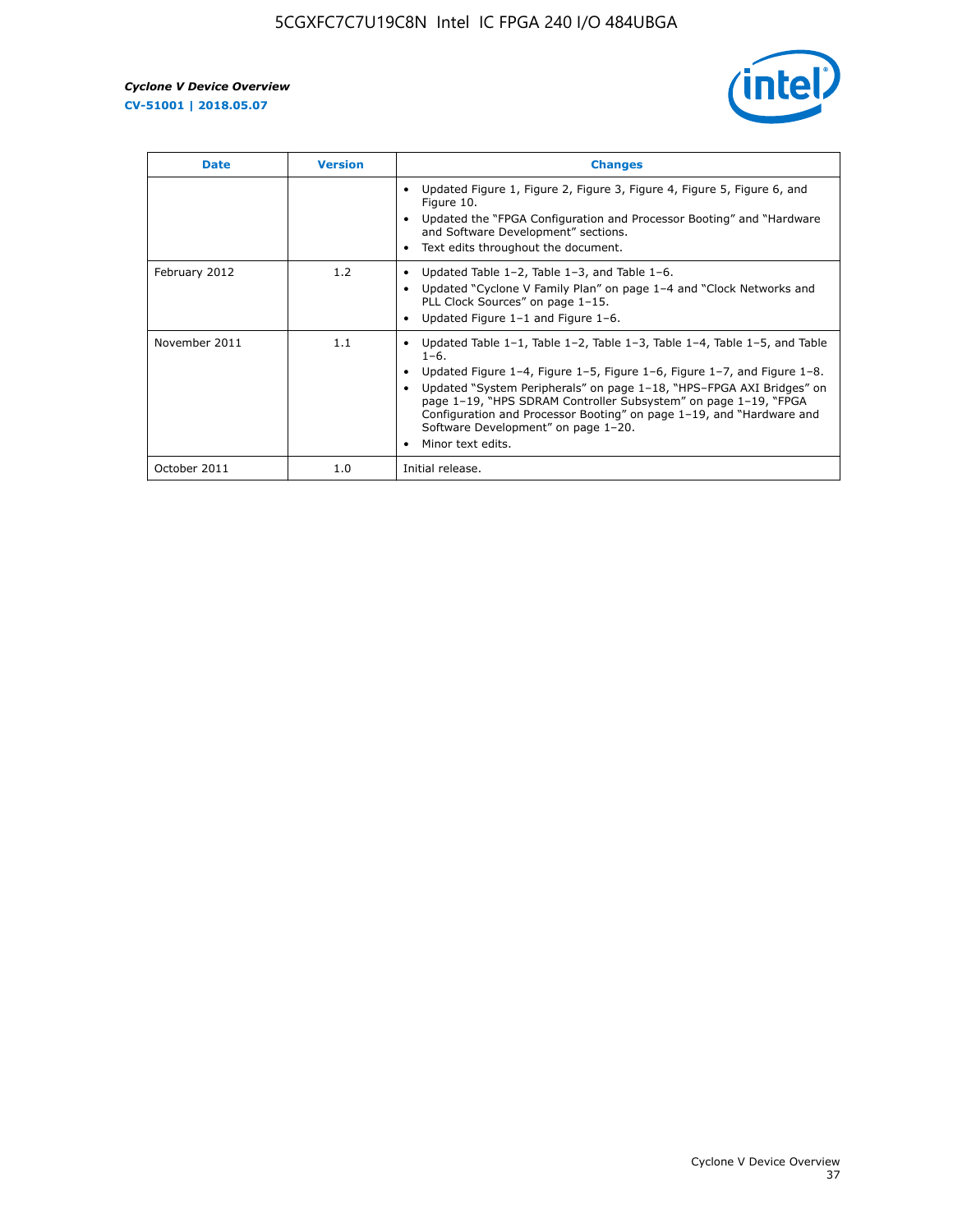| Date | Version | Changes |
| --- | --- | --- |
| | | • Updated Figure 1, Figure 2, Figure 3, Figure 4, Figure 5, Figure 6, and Figure 10.<br>• Updated the "FPGA Configuration and Processor Booting" and "Hardware and Software Development" sections.<br>• Text edits throughout the document. |
| February 2012 | 1.2 | • Updated Table 1–2, Table 1–3, and Table 1–6.<br>• Updated "Cyclone V Family Plan" on page 1–4 and "Clock Networks and PLL Clock Sources" on page 1–15.<br>• Updated Figure 1–1 and Figure 1–6. |
| November 2011 | 1.1 | • Updated Table 1–1, Table 1–2, Table 1–3, Table 1–4, Table 1–5, and Table 1–6.<br>• Updated Figure 1–4, Figure 1–5, Figure 1–6, Figure 1–7, and Figure 1–8.<br>• Updated "System Peripherals" on page 1–18, "HPS–FPGA AXI Bridges" on page 1–19, "HPS SDRAM Controller Subsystem" on page 1–19, "FPGA Configuration and Processor Booting" on page 1–19, and "Hardware and Software Development" on page 1–20.<br>• Minor text edits. |
| October 2011 | 1.0 | Initial release. |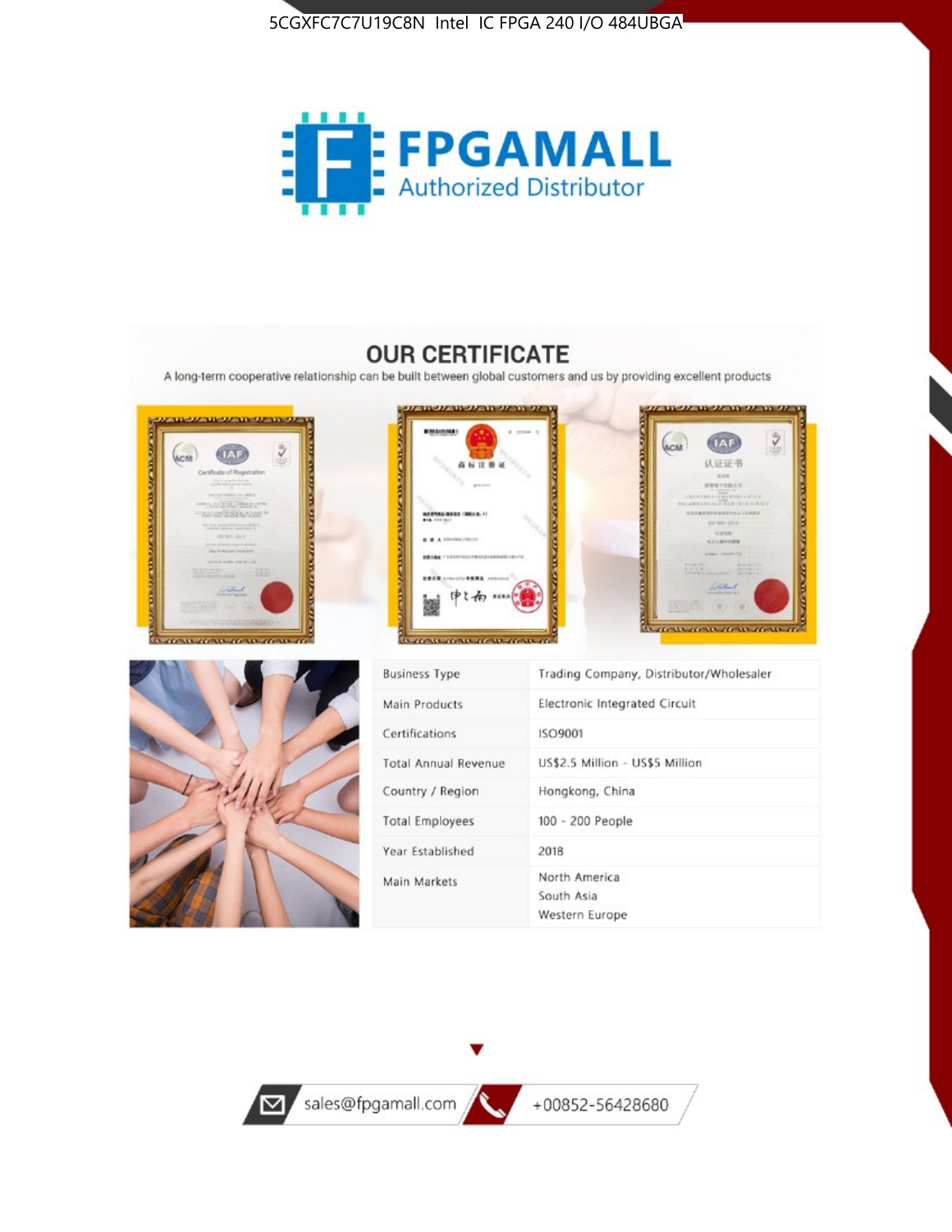FPGAMALL
Authorized Distributor

## OUR CERTIFICATE

A long-term cooperative relationship can be built between global customers and us by providing excellent products

| | |
|---|---|
| Business Type | Trading Company, Distributor/Wholesaler |
| Main Products | Electronic Integrated Circuit |
| Certifications | ISO9001 |
| Total Annual Revenue | US$2.5 Million - US$5 Million |
| Country / Region | Hongkong, China |
| Total Employees | 100 - 200 People |
| Year Established | 2018 |
| Main Markets | North America<br>South Asia<br>Western Europe |

sales@fpgamall.com

+00852-56428680